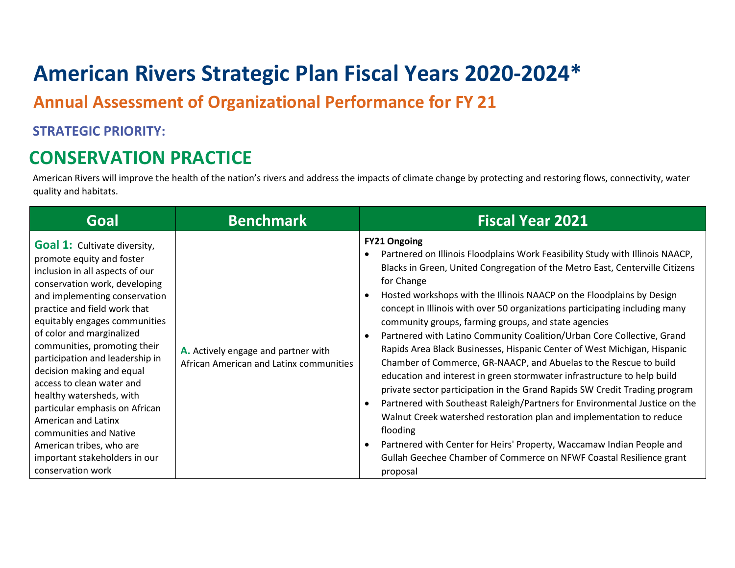# American Rivers Strategic Plan Fiscal Years 2020-2024*

## Annual Assessment of Organizational Performance for FY 21

### STRATEGIC PRIORITY:

## CONSERVATION PRACTICE

American Rivers will improve the health of the nation's rivers and address the impacts of climate change by protecting and restoring flows, connectivity, water quality and habitats.

| Goal | Benchmark | Fiscal Year 2021 |
|---|---|---|
| **Goal 1:** Cultivate diversity, promote equity and foster inclusion in all aspects of our conservation work, developing and implementing conservation practice and field work that equitably engages communities of color and marginalized communities, promoting their participation and leadership in decision making and equal access to clean water and healthy watersheds, with particular emphasis on African American and Latinx communities and Native American tribes, who are important stakeholders in our conservation work | **A.** Actively engage and partner with African American and Latinx communities | **FY21 Ongoing**<br>• Partnered on Illinois Floodplains Work Feasibility Study with Illinois NAACP, Blacks in Green, United Congregation of the Metro East, Centerville Citizens for Change<br>• Hosted workshops with the Illinois NAACP on the Floodplains by Design concept in Illinois with over 50 organizations participating including many community groups, farming groups, and state agencies<br>• Partnered with Latino Community Coalition/Urban Core Collective, Grand Rapids Area Black Businesses, Hispanic Center of West Michigan, Hispanic Chamber of Commerce, GR-NAACP, and Abuelas to the Rescue to build education and interest in green stormwater infrastructure to help build private sector participation in the Grand Rapids SW Credit Trading program<br>• Partnered with Southeast Raleigh/Partners for Environmental Justice on the Walnut Creek watershed restoration plan and implementation to reduce flooding<br>• Partnered with Center for Heirs' Property, Waccamaw Indian People and Gullah Geechee Chamber of Commerce on NFWF Coastal Resilience grant proposal |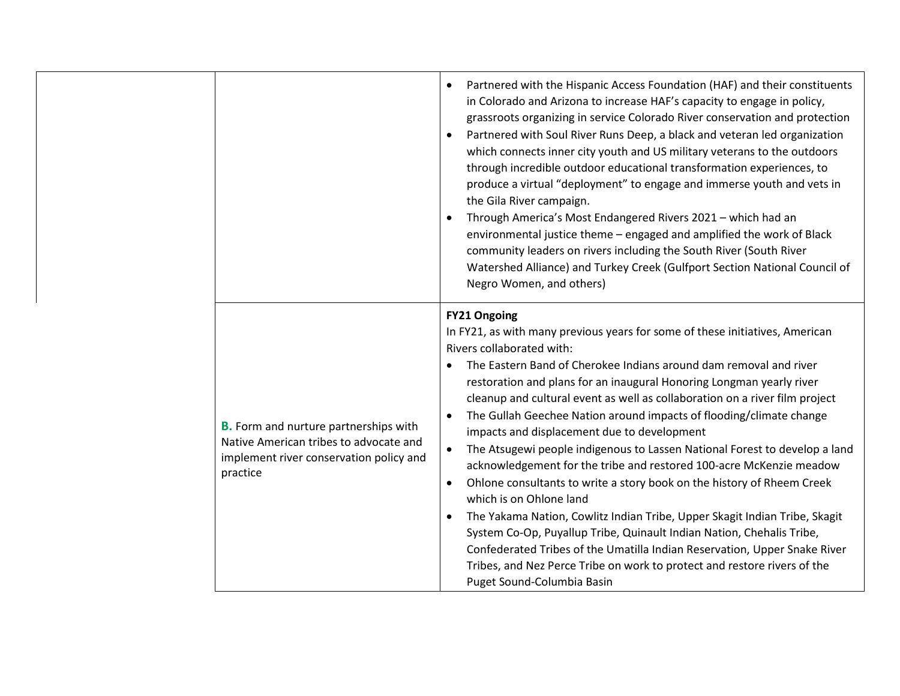| | | |
|---|---|---|
| | | • Partnered with the Hispanic Access Foundation (HAF) and their constituents in Colorado and Arizona to increase HAF's capacity to engage in policy, grassroots organizing in service Colorado River conservation and protection<br>• Partnered with Soul River Runs Deep, a black and veteran led organization which connects inner city youth and US military veterans to the outdoors through incredible outdoor educational transformation experiences, to produce a virtual "deployment" to engage and immerse youth and vets in the Gila River campaign.<br>• Through America's Most Endangered Rivers 2021 – which had an environmental justice theme – engaged and amplified the work of Black community leaders on rivers including the South River (South River Watershed Alliance) and Turkey Creek (Gulfport Section National Council of Negro Women, and others) |
| | **B.** Form and nurture partnerships with Native American tribes to advocate and implement river conservation policy and practice | **FY21 Ongoing**<br>In FY21, as with many previous years for some of these initiatives, American Rivers collaborated with:<br>• The Eastern Band of Cherokee Indians around dam removal and river restoration and plans for an inaugural Honoring Longman yearly river cleanup and cultural event as well as collaboration on a river film project<br>• The Gullah Geechee Nation around impacts of flooding/climate change impacts and displacement due to development<br>• The Atsugewi people indigenous to Lassen National Forest to develop a land acknowledgement for the tribe and restored 100-acre McKenzie meadow<br>• Ohlone consultants to write a story book on the history of Rheem Creek which is on Ohlone land<br>• The Yakama Nation, Cowlitz Indian Tribe, Upper Skagit Indian Tribe, Skagit System Co-Op, Puyallup Tribe, Quinault Indian Nation, Chehalis Tribe, Confederated Tribes of the Umatilla Indian Reservation, Upper Snake River Tribes, and Nez Perce Tribe on work to protect and restore rivers of the Puget Sound-Columbia Basin |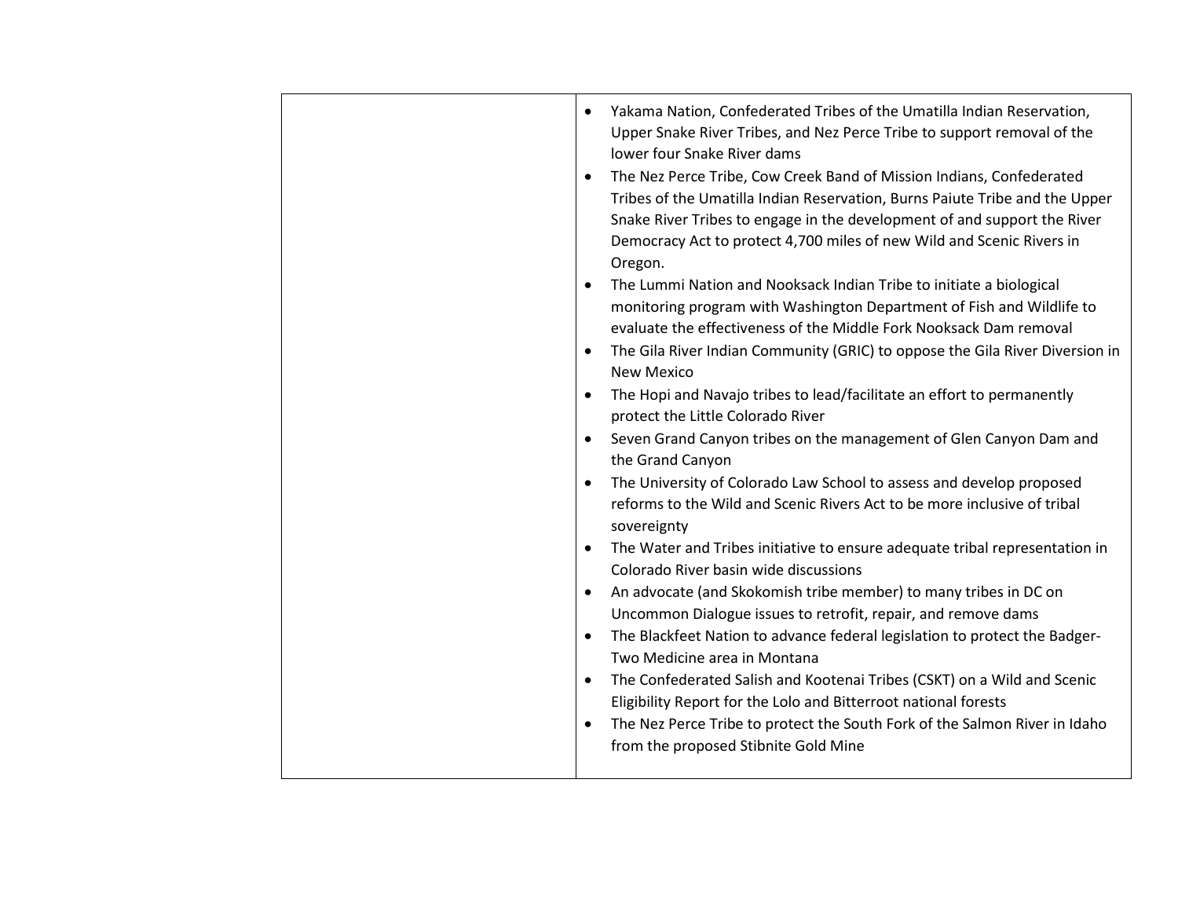| | |
|---|---|
| | • Yakama Nation, Confederated Tribes of the Umatilla Indian Reservation, Upper Snake River Tribes, and Nez Perce Tribe to support removal of the lower four Snake River dams<br>• The Nez Perce Tribe, Cow Creek Band of Mission Indians, Confederated Tribes of the Umatilla Indian Reservation, Burns Paiute Tribe and the Upper Snake River Tribes to engage in the development of and support the River Democracy Act to protect 4,700 miles of new Wild and Scenic Rivers in Oregon.<br>• The Lummi Nation and Nooksack Indian Tribe to initiate a biological monitoring program with Washington Department of Fish and Wildlife to evaluate the effectiveness of the Middle Fork Nooksack Dam removal<br>• The Gila River Indian Community (GRIC) to oppose the Gila River Diversion in New Mexico<br>• The Hopi and Navajo tribes to lead/facilitate an effort to permanently protect the Little Colorado River<br>• Seven Grand Canyon tribes on the management of Glen Canyon Dam and the Grand Canyon<br>• The University of Colorado Law School to assess and develop proposed reforms to the Wild and Scenic Rivers Act to be more inclusive of tribal sovereignty<br>• The Water and Tribes initiative to ensure adequate tribal representation in Colorado River basin wide discussions<br>• An advocate (and Skokomish tribe member) to many tribes in DC on Uncommon Dialogue issues to retrofit, repair, and remove dams<br>• The Blackfeet Nation to advance federal legislation to protect the Badger-Two Medicine area in Montana<br>• The Confederated Salish and Kootenai Tribes (CSKT) on a Wild and Scenic Eligibility Report for the Lolo and Bitterroot national forests<br>• The Nez Perce Tribe to protect the South Fork of the Salmon River in Idaho from the proposed Stibnite Gold Mine |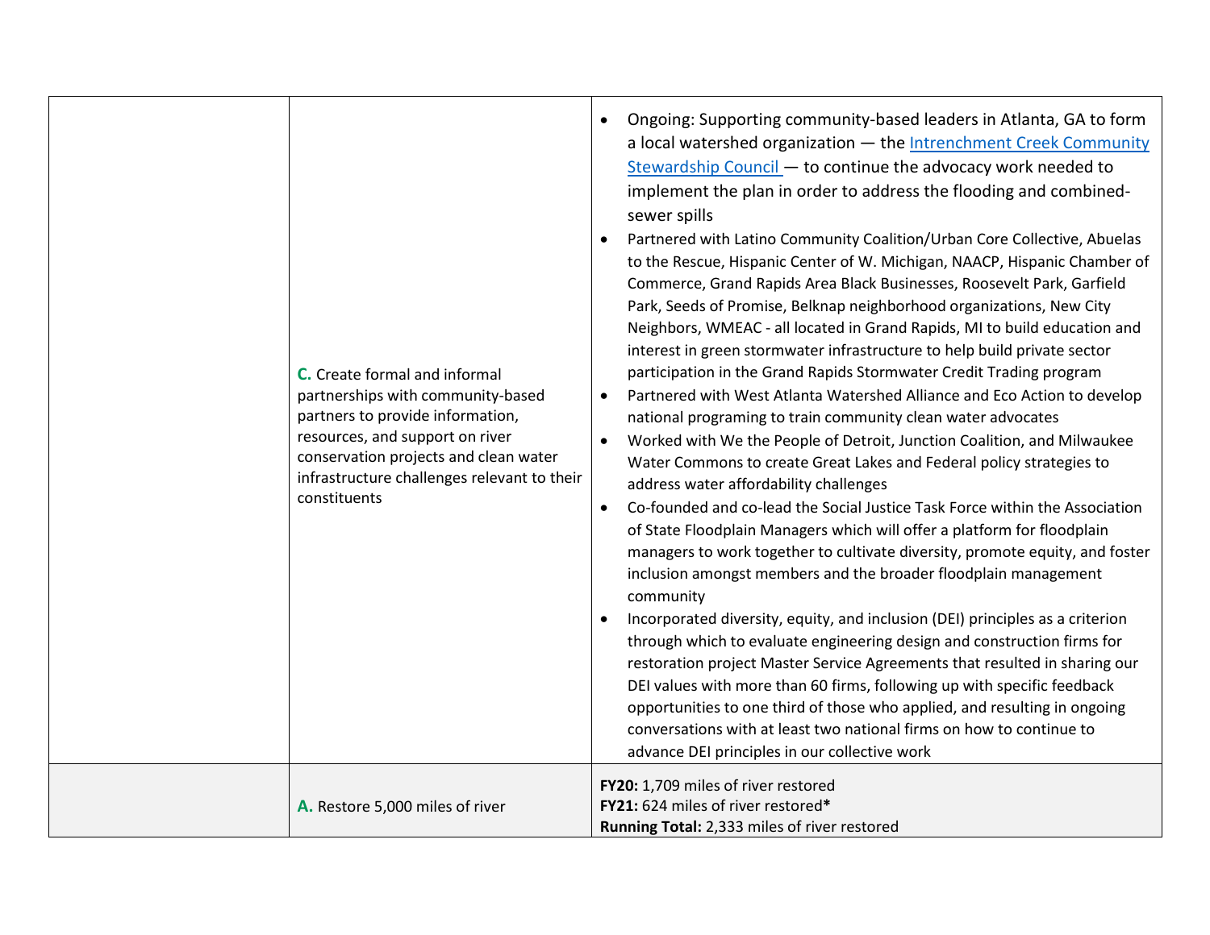| | | |
|---|---|---|
| | **C.** Create formal and informal partnerships with community-based partners to provide information, resources, and support on river conservation projects and clean water infrastructure challenges relevant to their constituents | • Ongoing: Supporting community-based leaders in Atlanta, GA to form a local watershed organization — the [Intrenchment Creek Community Stewardship Council] — to continue the advocacy work needed to implement the plan in order to address the flooding and combined-sewer spills<br>• Partnered with Latino Community Coalition/Urban Core Collective, Abuelas to the Rescue, Hispanic Center of W. Michigan, NAACP, Hispanic Chamber of Commerce, Grand Rapids Area Black Businesses, Roosevelt Park, Garfield Park, Seeds of Promise, Belknap neighborhood organizations, New City Neighbors, WMEAC - all located in Grand Rapids, MI to build education and interest in green stormwater infrastructure to help build private sector participation in the Grand Rapids Stormwater Credit Trading program<br>• Partnered with West Atlanta Watershed Alliance and Eco Action to develop national programing to train community clean water advocates<br>• Worked with We the People of Detroit, Junction Coalition, and Milwaukee Water Commons to create Great Lakes and Federal policy strategies to address water affordability challenges<br>• Co-founded and co-lead the Social Justice Task Force within the Association of State Floodplain Managers which will offer a platform for floodplain managers to work together to cultivate diversity, promote equity, and foster inclusion amongst members and the broader floodplain management community<br>• Incorporated diversity, equity, and inclusion (DEI) principles as a criterion through which to evaluate engineering design and construction firms for restoration project Master Service Agreements that resulted in sharing our DEI values with more than 60 firms, following up with specific feedback opportunities to one third of those who applied, and resulting in ongoing conversations with at least two national firms on how to continue to advance DEI principles in our collective work |
| | **A.** Restore 5,000 miles of river | **FY20:** 1,709 miles of river restored<br>**FY21:** 624 miles of river restored**\***<br>**Running Total:** 2,333 miles of river restored |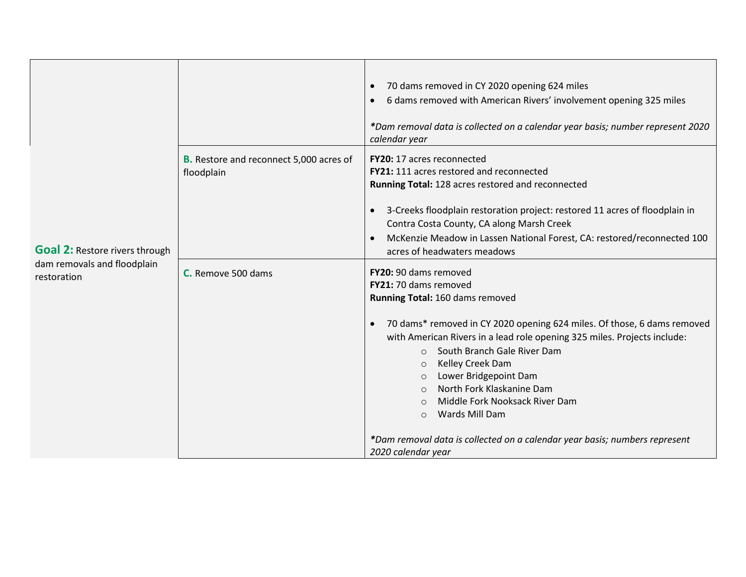| | | |
|---|---|---|
| | | • 70 dams removed in CY 2020 opening 624 miles<br>• 6 dams removed with American Rivers' involvement opening 325 miles<br><br>*\*Dam removal data is collected on a calendar year basis; number represent 2020 calendar year* |
| **Goal 2:** Restore rivers through dam removals and floodplain restoration | **B.** Restore and reconnect 5,000 acres of floodplain | **FY20:** 17 acres reconnected<br>**FY21:** 111 acres restored and reconnected<br>**Running Total:** 128 acres restored and reconnected<br><br>• 3-Creeks floodplain restoration project: restored 11 acres of floodplain in Contra Costa County, CA along Marsh Creek<br>• McKenzie Meadow in Lassen National Forest, CA: restored/reconnected 100 acres of headwaters meadows |
| | **C.** Remove 500 dams | **FY20:** 90 dams removed<br>**FY21:** 70 dams removed<br>**Running Total:** 160 dams removed<br><br>• 70 dams* removed in CY 2020 opening 624 miles. Of those, 6 dams removed with American Rivers in a lead role opening 325 miles. Projects include:<br>  ○ South Branch Gale River Dam<br>  ○ Kelley Creek Dam<br>  ○ Lower Bridgepoint Dam<br>  ○ North Fork Klaskanine Dam<br>  ○ Middle Fork Nooksack River Dam<br>  ○ Wards Mill Dam<br><br>*\*Dam removal data is collected on a calendar year basis; numbers represent 2020 calendar year* |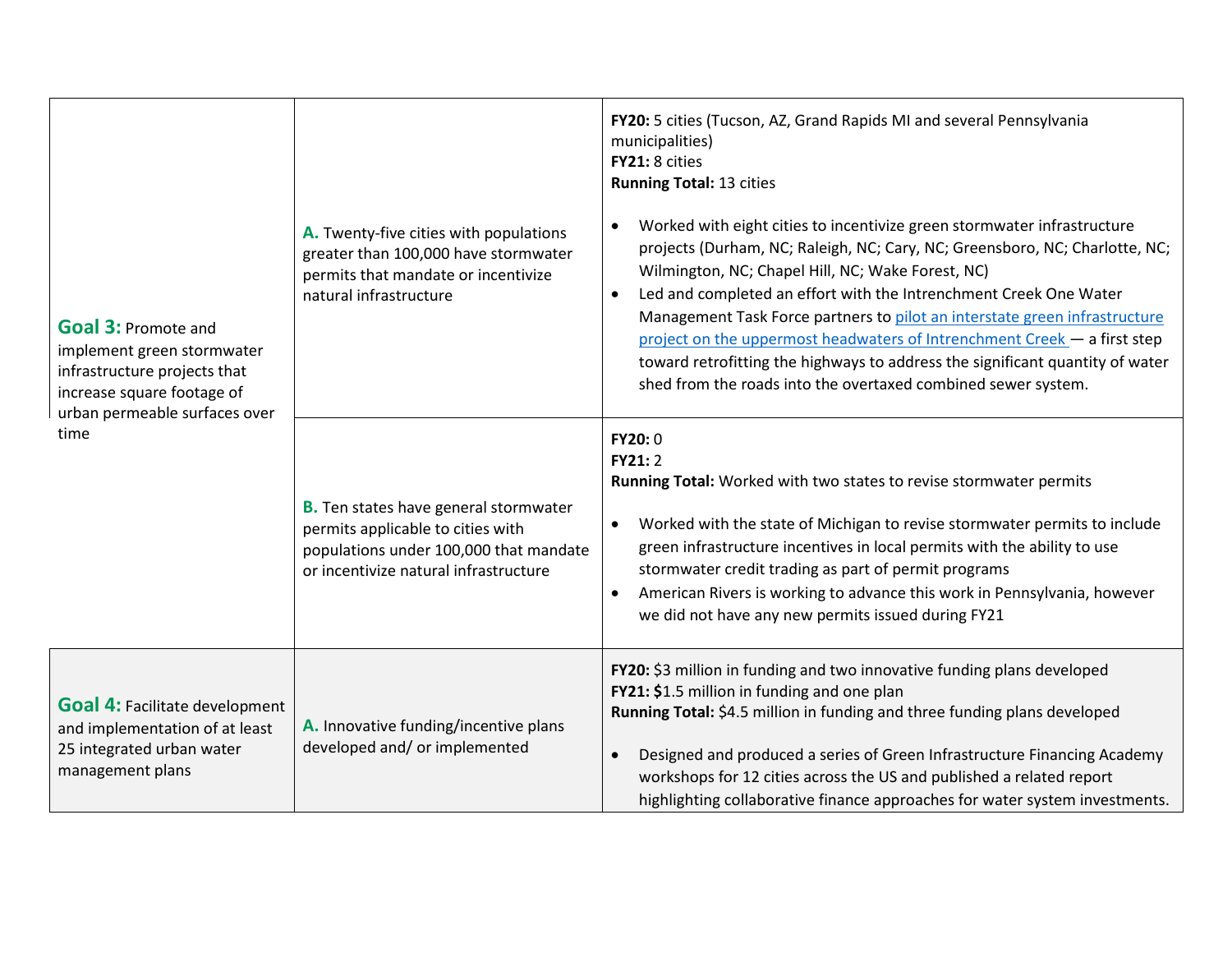| | | |
|---|---|---|
| **Goal 3:** Promote and implement green stormwater infrastructure projects that increase square footage of urban permeable surfaces over time | **A.** Twenty-five cities with populations greater than 100,000 have stormwater permits that mandate or incentivize natural infrastructure | **FY20:** 5 cities (Tucson, AZ, Grand Rapids MI and several Pennsylvania municipalities)<br>**FY21:** 8 cities<br>**Running Total:** 13 cities<br><br>• Worked with eight cities to incentivize green stormwater infrastructure projects (Durham, NC; Raleigh, NC; Cary, NC; Greensboro, NC; Charlotte, NC; Wilmington, NC; Chapel Hill, NC; Wake Forest, NC)<br>• Led and completed an effort with the Intrenchment Creek One Water Management Task Force partners to pilot an interstate green infrastructure project on the uppermost headwaters of Intrenchment Creek — a first step toward retrofitting the highways to address the significant quantity of water shed from the roads into the overtaxed combined sewer system. |
| | **B.** Ten states have general stormwater permits applicable to cities with populations under 100,000 that mandate or incentivize natural infrastructure | **FY20:** 0<br>**FY21:** 2<br>**Running Total:** Worked with two states to revise stormwater permits<br><br>• Worked with the state of Michigan to revise stormwater permits to include green infrastructure incentives in local permits with the ability to use stormwater credit trading as part of permit programs<br>• American Rivers is working to advance this work in Pennsylvania, however we did not have any new permits issued during FY21 |
| **Goal 4:** Facilitate development and implementation of at least 25 integrated urban water management plans | **A.** Innovative funding/incentive plans developed and/ or implemented | **FY20:** $3 million in funding and two innovative funding plans developed<br>**FY21:** $1.5 million in funding and one plan<br>**Running Total:** $4.5 million in funding and three funding plans developed<br><br>• Designed and produced a series of Green Infrastructure Financing Academy workshops for 12 cities across the US and published a related report highlighting collaborative finance approaches for water system investments. |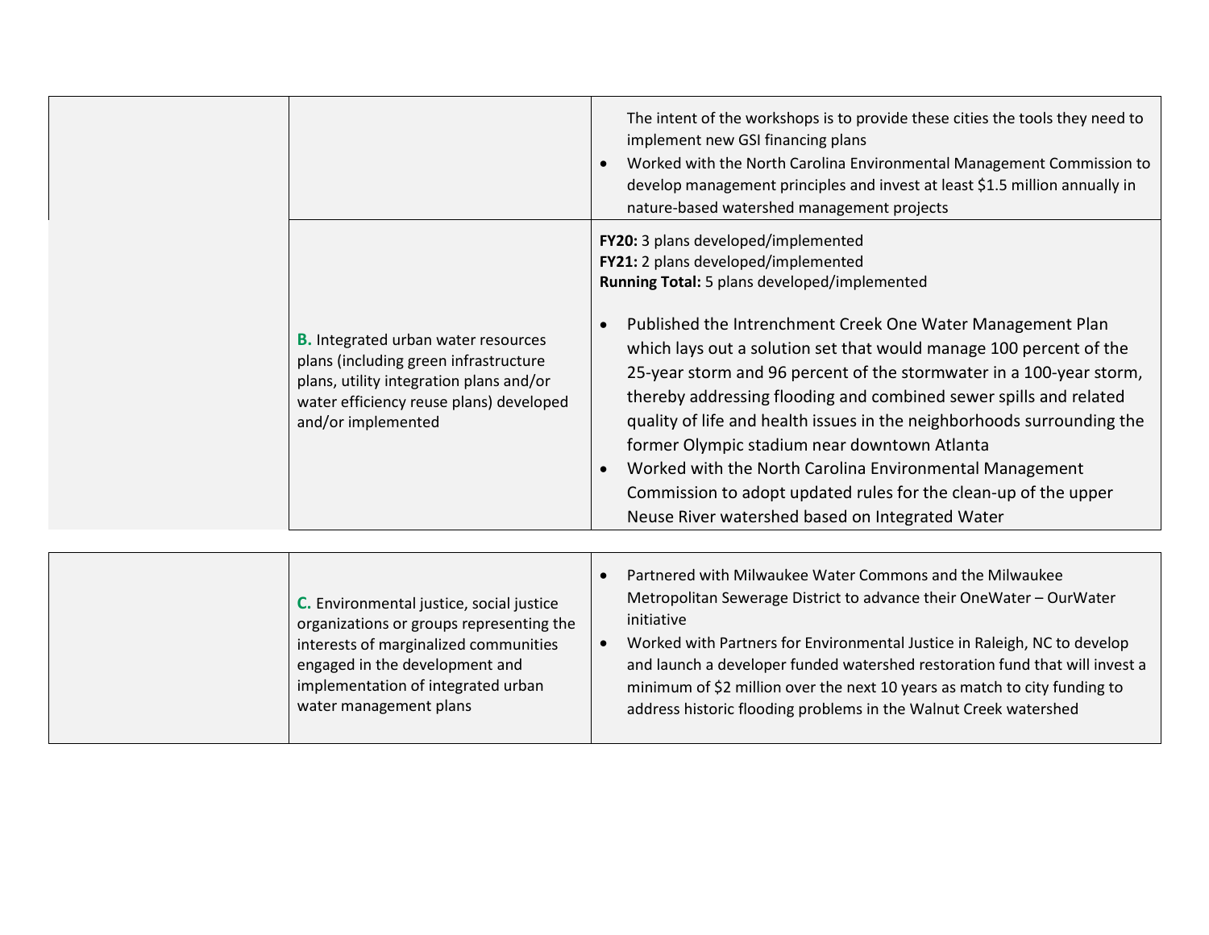| | | |
|---|---|---|
| | | The intent of the workshops is to provide these cities the tools they need to implement new GSI financing plans<br>• Worked with the North Carolina Environmental Management Commission to develop management principles and invest at least $1.5 million annually in nature-based watershed management projects |
| | **B.** Integrated urban water resources plans (including green infrastructure plans, utility integration plans and/or water efficiency reuse plans) developed and/or implemented | **FY20:** 3 plans developed/implemented<br>**FY21:** 2 plans developed/implemented<br>**Running Total:** 5 plans developed/implemented<br><br>• Published the Intrenchment Creek One Water Management Plan which lays out a solution set that would manage 100 percent of the 25-year storm and 96 percent of the stormwater in a 100-year storm, thereby addressing flooding and combined sewer spills and related quality of life and health issues in the neighborhoods surrounding the former Olympic stadium near downtown Atlanta<br>• Worked with the North Carolina Environmental Management Commission to adopt updated rules for the clean-up of the upper Neuse River watershed based on Integrated Water |

| | | |
|---|---|---|
| | **C.** Environmental justice, social justice organizations or groups representing the interests of marginalized communities engaged in the development and implementation of integrated urban water management plans | • Partnered with Milwaukee Water Commons and the Milwaukee Metropolitan Sewerage District to advance their OneWater – OurWater initiative<br>• Worked with Partners for Environmental Justice in Raleigh, NC to develop and launch a developer funded watershed restoration fund that will invest a minimum of $2 million over the next 10 years as match to city funding to address historic flooding problems in the Walnut Creek watershed |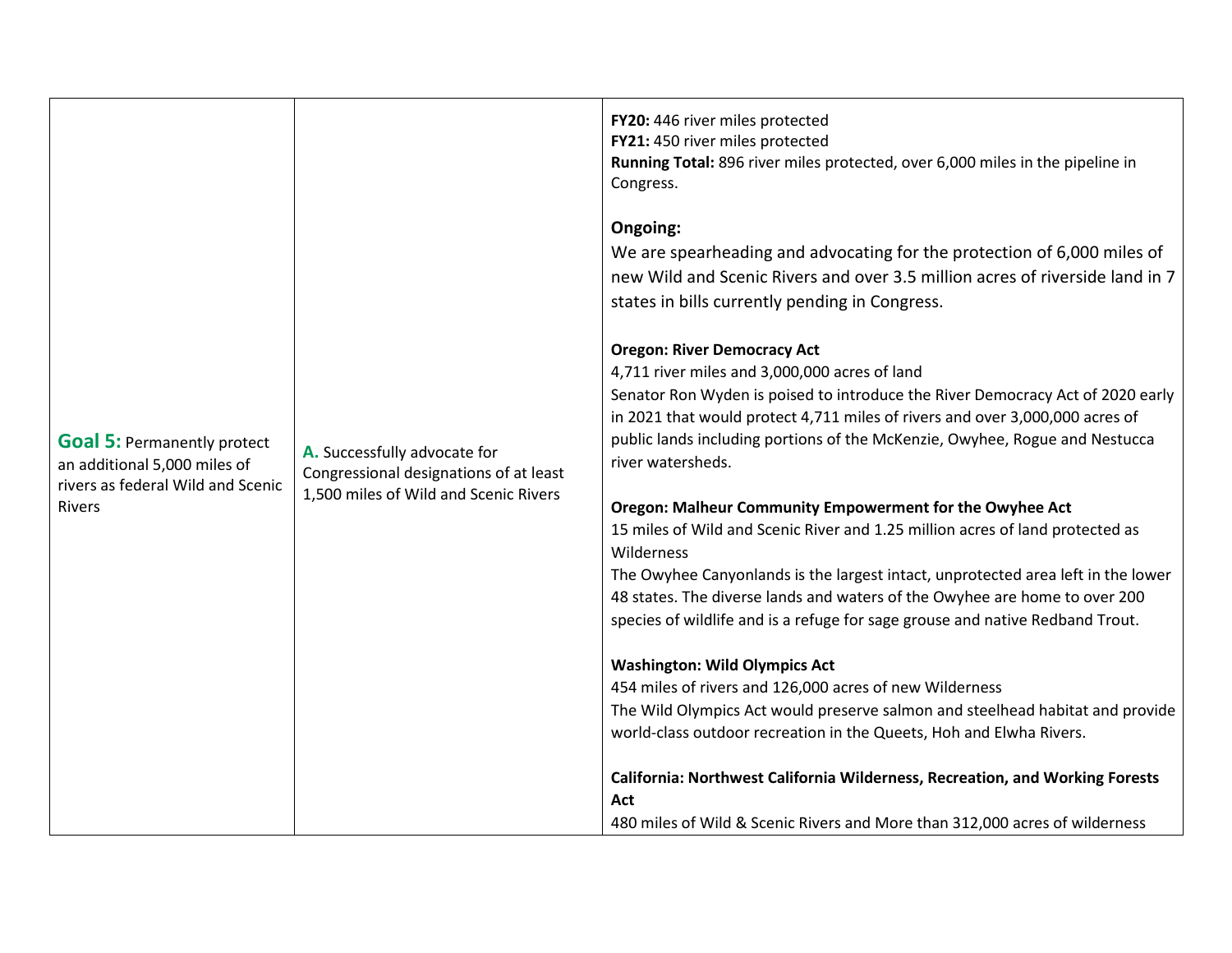| | | |
|---|---|---|
| **Goal 5:** Permanently protect an additional 5,000 miles of rivers as federal Wild and Scenic Rivers | **A.** Successfully advocate for Congressional designations of at least 1,500 miles of Wild and Scenic Rivers | **FY20:** 446 river miles protected<br>**FY21:** 450 river miles protected<br>**Running Total:** 896 river miles protected, over 6,000 miles in the pipeline in Congress.<br><br>**Ongoing:**<br>We are spearheading and advocating for the protection of 6,000 miles of new Wild and Scenic Rivers and over 3.5 million acres of riverside land in 7 states in bills currently pending in Congress.<br><br>**Oregon: River Democracy Act**<br>4,711 river miles and 3,000,000 acres of land<br>Senator Ron Wyden is poised to introduce the River Democracy Act of 2020 early in 2021 that would protect 4,711 miles of rivers and over 3,000,000 acres of public lands including portions of the McKenzie, Owyhee, Rogue and Nestucca river watersheds.<br><br>**Oregon: Malheur Community Empowerment for the Owyhee Act**<br>15 miles of Wild and Scenic River and 1.25 million acres of land protected as Wilderness<br>The Owyhee Canyonlands is the largest intact, unprotected area left in the lower 48 states. The diverse lands and waters of the Owyhee are home to over 200 species of wildlife and is a refuge for sage grouse and native Redband Trout.<br><br>**Washington: Wild Olympics Act**<br>454 miles of rivers and 126,000 acres of new Wilderness<br>The Wild Olympics Act would preserve salmon and steelhead habitat and provide world-class outdoor recreation in the Queets, Hoh and Elwha Rivers.<br><br>**California: Northwest California Wilderness, Recreation, and Working Forests Act**<br>480 miles of Wild & Scenic Rivers and More than 312,000 acres of wilderness |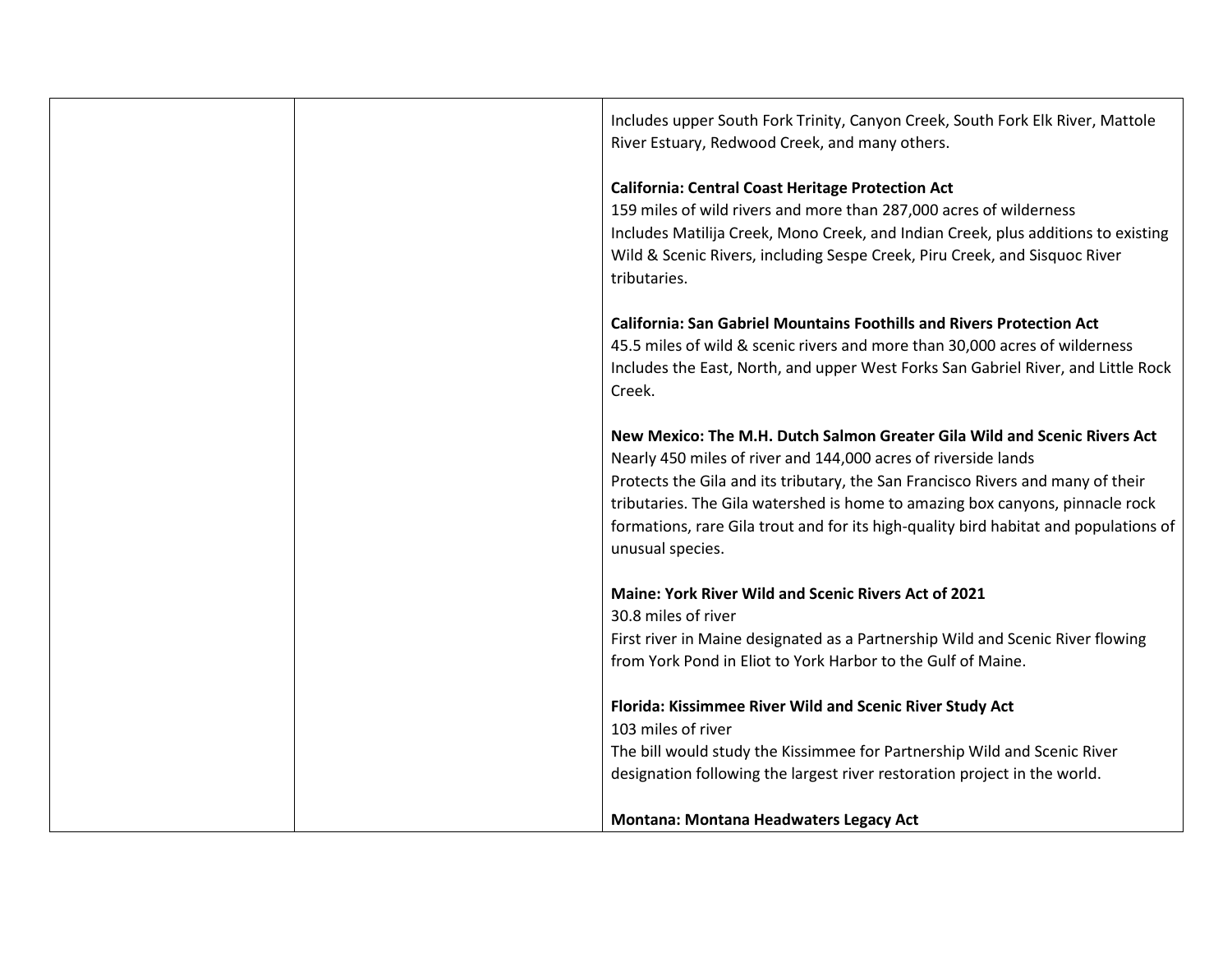| | | Includes upper South Fork Trinity, Canyon Creek, South Fork Elk River, Mattole River Estuary, Redwood Creek, and many others.<br><br>**California: Central Coast Heritage Protection Act**<br>159 miles of wild rivers and more than 287,000 acres of wilderness<br>Includes Matilija Creek, Mono Creek, and Indian Creek, plus additions to existing Wild & Scenic Rivers, including Sespe Creek, Piru Creek, and Sisquoc River tributaries.<br><br>**California: San Gabriel Mountains Foothills and Rivers Protection Act**<br>45.5 miles of wild & scenic rivers and more than 30,000 acres of wilderness<br>Includes the East, North, and upper West Forks San Gabriel River, and Little Rock Creek.<br><br>**New Mexico: The M.H. Dutch Salmon Greater Gila Wild and Scenic Rivers Act**<br>Nearly 450 miles of river and 144,000 acres of riverside lands<br>Protects the Gila and its tributary, the San Francisco Rivers and many of their tributaries. The Gila watershed is home to amazing box canyons, pinnacle rock formations, rare Gila trout and for its high-quality bird habitat and populations of unusual species.<br><br>**Maine: York River Wild and Scenic Rivers Act of 2021**<br>30.8 miles of river<br>First river in Maine designated as a Partnership Wild and Scenic River flowing from York Pond in Eliot to York Harbor to the Gulf of Maine.<br><br>**Florida: Kissimmee River Wild and Scenic River Study Act**<br>103 miles of river<br>The bill would study the Kissimmee for Partnership Wild and Scenic River designation following the largest river restoration project in the world.<br><br>**Montana: Montana Headwaters Legacy Act** |
|---|---|---|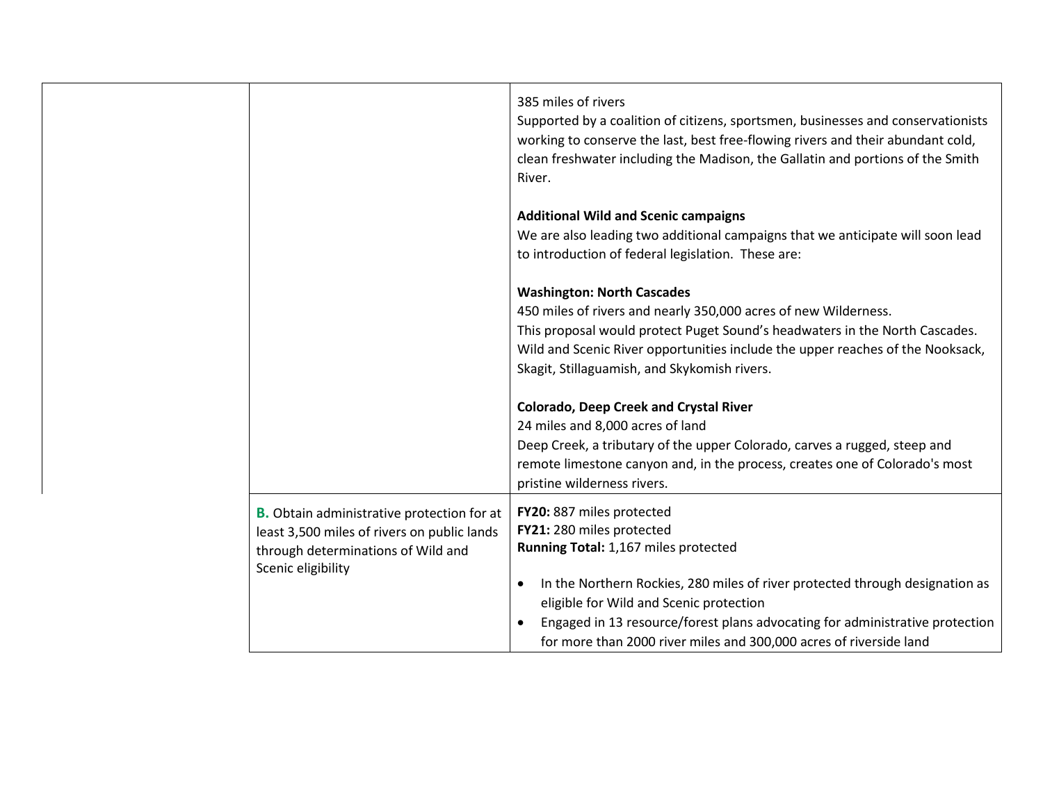| | | |
|---|---|---|
| | | 385 miles of rivers<br>Supported by a coalition of citizens, sportsmen, businesses and conservationists working to conserve the last, best free-flowing rivers and their abundant cold, clean freshwater including the Madison, the Gallatin and portions of the Smith River.<br><br>**Additional Wild and Scenic campaigns**<br>We are also leading two additional campaigns that we anticipate will soon lead to introduction of federal legislation. These are:<br><br>**Washington: North Cascades**<br>450 miles of rivers and nearly 350,000 acres of new Wilderness.<br>This proposal would protect Puget Sound's headwaters in the North Cascades. Wild and Scenic River opportunities include the upper reaches of the Nooksack, Skagit, Stillaguamish, and Skykomish rivers.<br><br>**Colorado, Deep Creek and Crystal River**<br>24 miles and 8,000 acres of land<br>Deep Creek, a tributary of the upper Colorado, carves a rugged, steep and remote limestone canyon and, in the process, creates one of Colorado's most pristine wilderness rivers. |
| | **B.** Obtain administrative protection for at least 3,500 miles of rivers on public lands through determinations of Wild and Scenic eligibility | **FY20:** 887 miles protected<br>**FY21:** 280 miles protected<br>**Running Total:** 1,167 miles protected<br><br>• In the Northern Rockies, 280 miles of river protected through designation as eligible for Wild and Scenic protection<br>• Engaged in 13 resource/forest plans advocating for administrative protection for more than 2000 river miles and 300,000 acres of riverside land |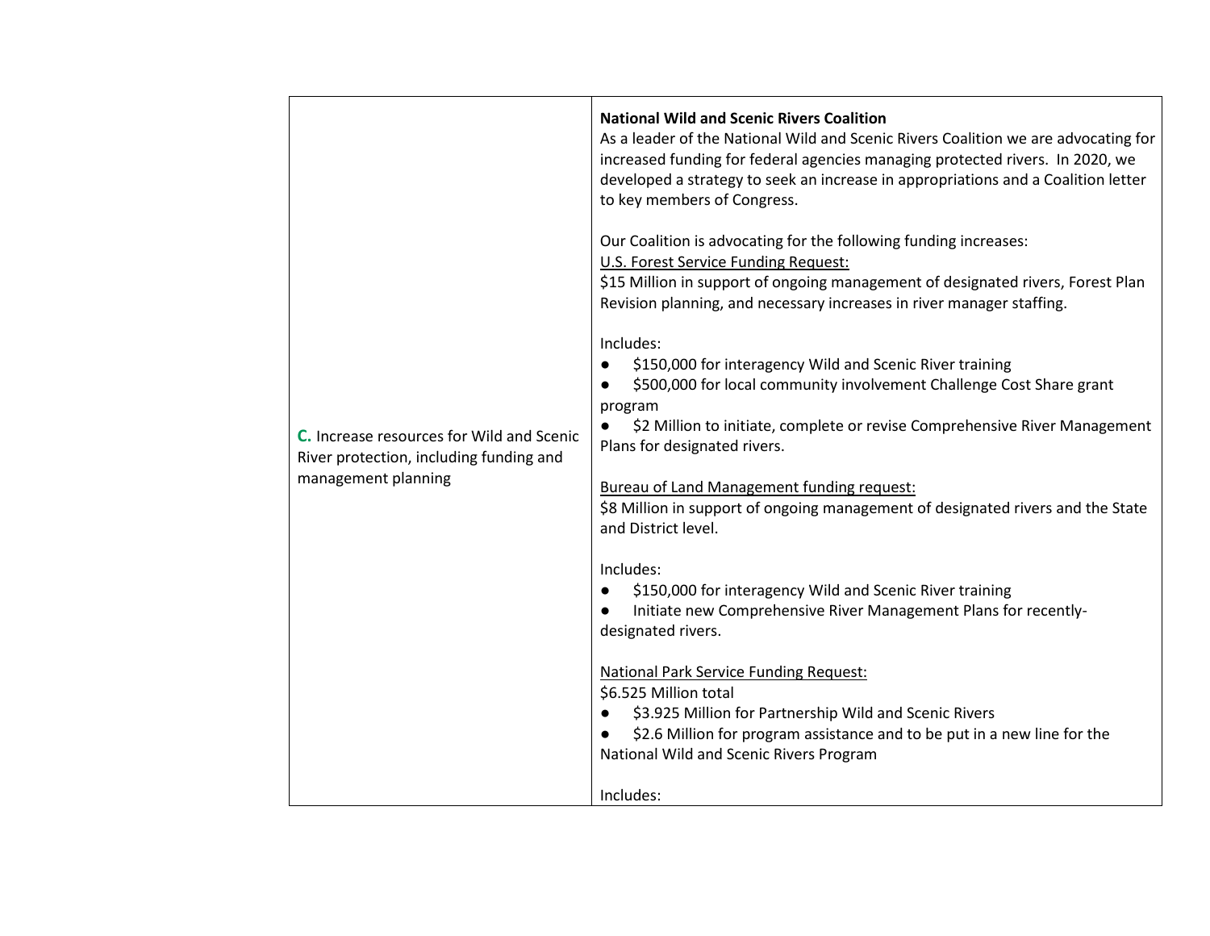| | |
|---|---|
| **C.** Increase resources for Wild and Scenic River protection, including funding and management planning | **National Wild and Scenic Rivers Coalition**<br>As a leader of the National Wild and Scenic Rivers Coalition we are advocating for increased funding for federal agencies managing protected rivers. In 2020, we developed a strategy to seek an increase in appropriations and a Coalition letter to key members of Congress.<br><br>Our Coalition is advocating for the following funding increases:<br><u>U.S. Forest Service Funding Request:</u><br>$15 Million in support of ongoing management of designated rivers, Forest Plan Revision planning, and necessary increases in river manager staffing.<br><br>Includes:<br>● $150,000 for interagency Wild and Scenic River training<br>● $500,000 for local community involvement Challenge Cost Share grant program<br>● $2 Million to initiate, complete or revise Comprehensive River Management Plans for designated rivers.<br><br><u>Bureau of Land Management funding request:</u><br>$8 Million in support of ongoing management of designated rivers and the State and District level.<br><br>Includes:<br>● $150,000 for interagency Wild and Scenic River training<br>● Initiate new Comprehensive River Management Plans for recently-designated rivers.<br><br><u>National Park Service Funding Request:</u><br>$6.525 Million total<br>● $3.925 Million for Partnership Wild and Scenic Rivers<br>● $2.6 Million for program assistance and to be put in a new line for the National Wild and Scenic Rivers Program<br><br>Includes: |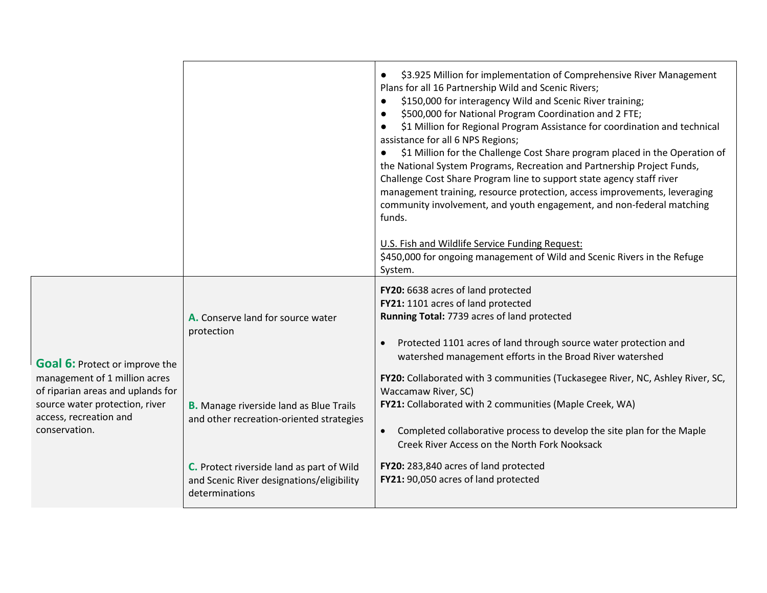| | | |
|---|---|---|
| | | ● $3.925 Million for implementation of Comprehensive River Management Plans for all 16 Partnership Wild and Scenic Rivers;<br>● $150,000 for interagency Wild and Scenic River training;<br>● $500,000 for National Program Coordination and 2 FTE;<br>● $1 Million for Regional Program Assistance for coordination and technical assistance for all 6 NPS Regions;<br>● $1 Million for the Challenge Cost Share program placed in the Operation of the National System Programs, Recreation and Partnership Project Funds, Challenge Cost Share Program line to support state agency staff river management training, resource protection, access improvements, leveraging community involvement, and youth engagement, and non-federal matching funds.<br><br>U.S. Fish and Wildlife Service Funding Request:<br>$450,000 for ongoing management of Wild and Scenic Rivers in the Refuge System. |
| **Goal 6:** Protect or improve the management of 1 million acres of riparian areas and uplands for source water protection, river access, recreation and conservation. | **A.** Conserve land for source water protection | **FY20:** 6638 acres of land protected<br>**FY21:** 1101 acres of land protected<br>**Running Total:** 7739 acres of land protected<br><br>• Protected 1101 acres of land through source water protection and watershed management efforts in the Broad River watershed |
| | **B.** Manage riverside land as Blue Trails and other recreation-oriented strategies | **FY20:** Collaborated with 3 communities (Tuckasegee River, NC, Ashley River, SC, Waccamaw River, SC)<br>**FY21:** Collaborated with 2 communities (Maple Creek, WA)<br><br>• Completed collaborative process to develop the site plan for the Maple Creek River Access on the North Fork Nooksack |
| | **C.** Protect riverside land as part of Wild and Scenic River designations/eligibility determinations | **FY20:** 283,840 acres of land protected<br>**FY21:** 90,050 acres of land protected |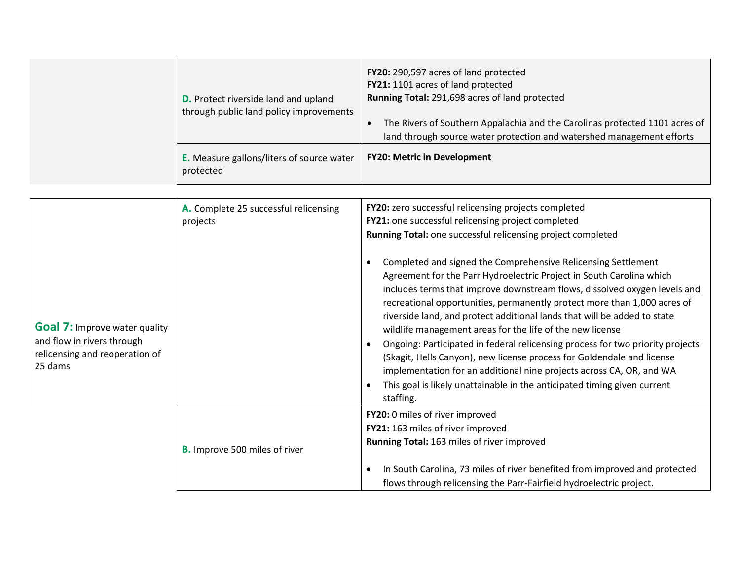| | | |
|---|---|---|
| | **D.** Protect riverside land and upland through public land policy improvements | **FY20:** 290,597 acres of land protected<br>**FY21:** 1101 acres of land protected<br>**Running Total:** 291,698 acres of land protected<br><br>• The Rivers of Southern Appalachia and the Carolinas protected 1101 acres of land through source water protection and watershed management efforts |
| | **E.** Measure gallons/liters of source water protected | **FY20: Metric in Development** |

| | | |
|---|---|---|
| **Goal 7:** Improve water quality and flow in rivers through relicensing and reoperation of 25 dams | **A.** Complete 25 successful relicensing projects | **FY20:** zero successful relicensing projects completed<br>**FY21:** one successful relicensing project completed<br>**Running Total:** one successful relicensing project completed<br><br>• Completed and signed the Comprehensive Relicensing Settlement Agreement for the Parr Hydroelectric Project in South Carolina which includes terms that improve downstream flows, dissolved oxygen levels and recreational opportunities, permanently protect more than 1,000 acres of riverside land, and protect additional lands that will be added to state wildlife management areas for the life of the new license<br>• Ongoing: Participated in federal relicensing process for two priority projects (Skagit, Hells Canyon), new license process for Goldendale and license implementation for an additional nine projects across CA, OR, and WA<br>• This goal is likely unattainable in the anticipated timing given current staffing. |
| | **B.** Improve 500 miles of river | **FY20:** 0 miles of river improved<br>**FY21:** 163 miles of river improved<br>**Running Total:** 163 miles of river improved<br><br>• In South Carolina, 73 miles of river benefited from improved and protected flows through relicensing the Parr-Fairfield hydroelectric project. |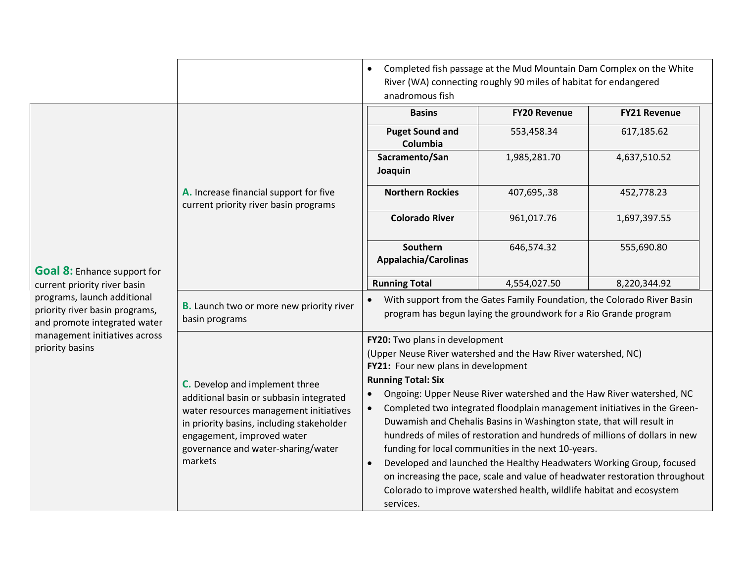| | | |
|---|---|---|
| | | • Completed fish passage at the Mud Mountain Dam Complex on the White River (WA) connecting roughly 90 miles of habitat for endangered anadromous fish |
| **Goal 8:** Enhance support for current priority river basin programs, launch additional priority river basin programs, and promote integrated water management initiatives across priority basins | **A.** Increase financial support for five current priority river basin programs | *(see nested table below)* |
| | **B.** Launch two or more new priority river basin programs | • With support from the Gates Family Foundation, the Colorado River Basin program has begun laying the groundwork for a Rio Grande program |
| | **C.** Develop and implement three additional basin or subbasin integrated water resources management initiatives in priority basins, including stakeholder engagement, improved water governance and water-sharing/water markets | **FY20:** Two plans in development<br>(Upper Neuse River watershed and the Haw River watershed, NC)<br>**FY21:** Four new plans in development<br>**Running Total: Six**<br>• Ongoing: Upper Neuse River watershed and the Haw River watershed, NC<br>• Completed two integrated floodplain management initiatives in the Green-Duwamish and Chehalis Basins in Washington state, that will result in hundreds of miles of restoration and hundreds of millions of dollars in new funding for local communities in the next 10-years.<br>• Developed and launched the Healthy Headwaters Working Group, focused on increasing the pace, scale and value of headwater restoration throughout Colorado to improve watershed health, wildlife habitat and ecosystem services. |

Nested table for Goal 8, A:

| Basins | FY20 Revenue | FY21 Revenue |
|---|---|---|
| **Puget Sound and Columbia** | 553,458.34 | 617,185.62 |
| **Sacramento/San Joaquin** | 1,985,281.70 | 4,637,510.52 |
| **Northern Rockies** | 407,695,.38 | 452,778.23 |
| **Colorado River** | 961,017.76 | 1,697,397.55 |
| **Southern Appalachia/Carolinas** | 646,574.32 | 555,690.80 |
| **Running Total** | 4,554,027.50 | 8,220,344.92 |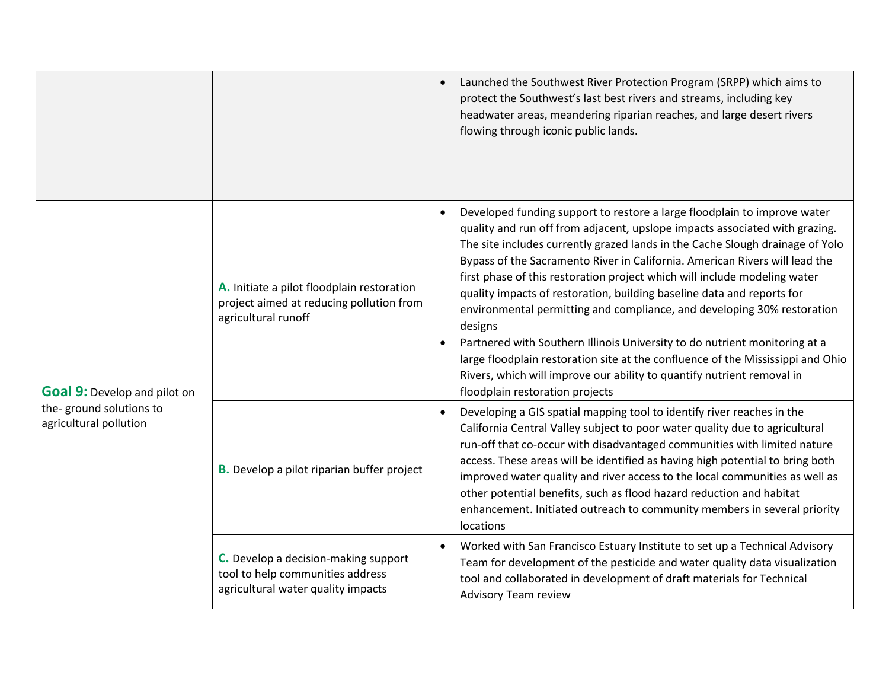| | | |
|---|---|---|
| | | • Launched the Southwest River Protection Program (SRPP) which aims to protect the Southwest's last best rivers and streams, including key headwater areas, meandering riparian reaches, and large desert rivers flowing through iconic public lands. |
| **Goal 9:** Develop and pilot on the- ground solutions to agricultural pollution | **A.** Initiate a pilot floodplain restoration project aimed at reducing pollution from agricultural runoff | • Developed funding support to restore a large floodplain to improve water quality and run off from adjacent, upslope impacts associated with grazing. The site includes currently grazed lands in the Cache Slough drainage of Yolo Bypass of the Sacramento River in California. American Rivers will lead the first phase of this restoration project which will include modeling water quality impacts of restoration, building baseline data and reports for environmental permitting and compliance, and developing 30% restoration designs<br>• Partnered with Southern Illinois University to do nutrient monitoring at a large floodplain restoration site at the confluence of the Mississippi and Ohio Rivers, which will improve our ability to quantify nutrient removal in floodplain restoration projects |
| | **B.** Develop a pilot riparian buffer project | • Developing a GIS spatial mapping tool to identify river reaches in the California Central Valley subject to poor water quality due to agricultural run-off that co-occur with disadvantaged communities with limited nature access. These areas will be identified as having high potential to bring both improved water quality and river access to the local communities as well as other potential benefits, such as flood hazard reduction and habitat enhancement. Initiated outreach to community members in several priority locations |
| | **C.** Develop a decision-making support tool to help communities address agricultural water quality impacts | • Worked with San Francisco Estuary Institute to set up a Technical Advisory Team for development of the pesticide and water quality data visualization tool and collaborated in development of draft materials for Technical Advisory Team review |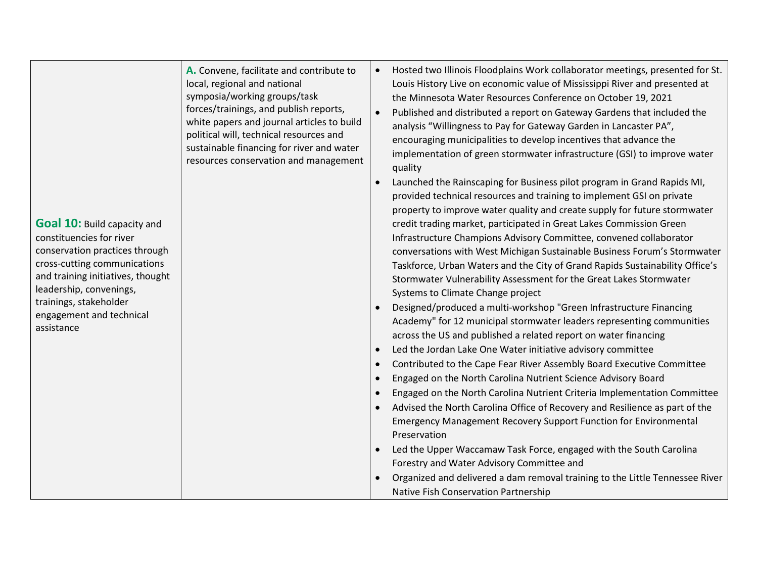| | | |
|---|---|---|
| **Goal 10:** Build capacity and constituencies for river conservation practices through cross-cutting communications and training initiatives, thought leadership, convenings, trainings, stakeholder engagement and technical assistance | **A.** Convene, facilitate and contribute to local, regional and national symposia/working groups/task forces/trainings, and publish reports, white papers and journal articles to build political will, technical resources and sustainable financing for river and water resources conservation and management | • Hosted two Illinois Floodplains Work collaborator meetings, presented for St. Louis History Live on economic value of Mississippi River and presented at the Minnesota Water Resources Conference on October 19, 2021<br>• Published and distributed a report on Gateway Gardens that included the analysis "Willingness to Pay for Gateway Garden in Lancaster PA", encouraging municipalities to develop incentives that advance the implementation of green stormwater infrastructure (GSI) to improve water quality<br>• Launched the Rainscaping for Business pilot program in Grand Rapids MI, provided technical resources and training to implement GSI on private property to improve water quality and create supply for future stormwater credit trading market, participated in Great Lakes Commission Green Infrastructure Champions Advisory Committee, convened collaborator conversations with West Michigan Sustainable Business Forum's Stormwater Taskforce, Urban Waters and the City of Grand Rapids Sustainability Office's Stormwater Vulnerability Assessment for the Great Lakes Stormwater Systems to Climate Change project<br>• Designed/produced a multi-workshop "Green Infrastructure Financing Academy" for 12 municipal stormwater leaders representing communities across the US and published a related report on water financing<br>• Led the Jordan Lake One Water initiative advisory committee<br>• Contributed to the Cape Fear River Assembly Board Executive Committee<br>• Engaged on the North Carolina Nutrient Science Advisory Board<br>• Engaged on the North Carolina Nutrient Criteria Implementation Committee<br>• Advised the North Carolina Office of Recovery and Resilience as part of the Emergency Management Recovery Support Function for Environmental Preservation<br>• Led the Upper Waccamaw Task Force, engaged with the South Carolina Forestry and Water Advisory Committee and<br>• Organized and delivered a dam removal training to the Little Tennessee River Native Fish Conservation Partnership |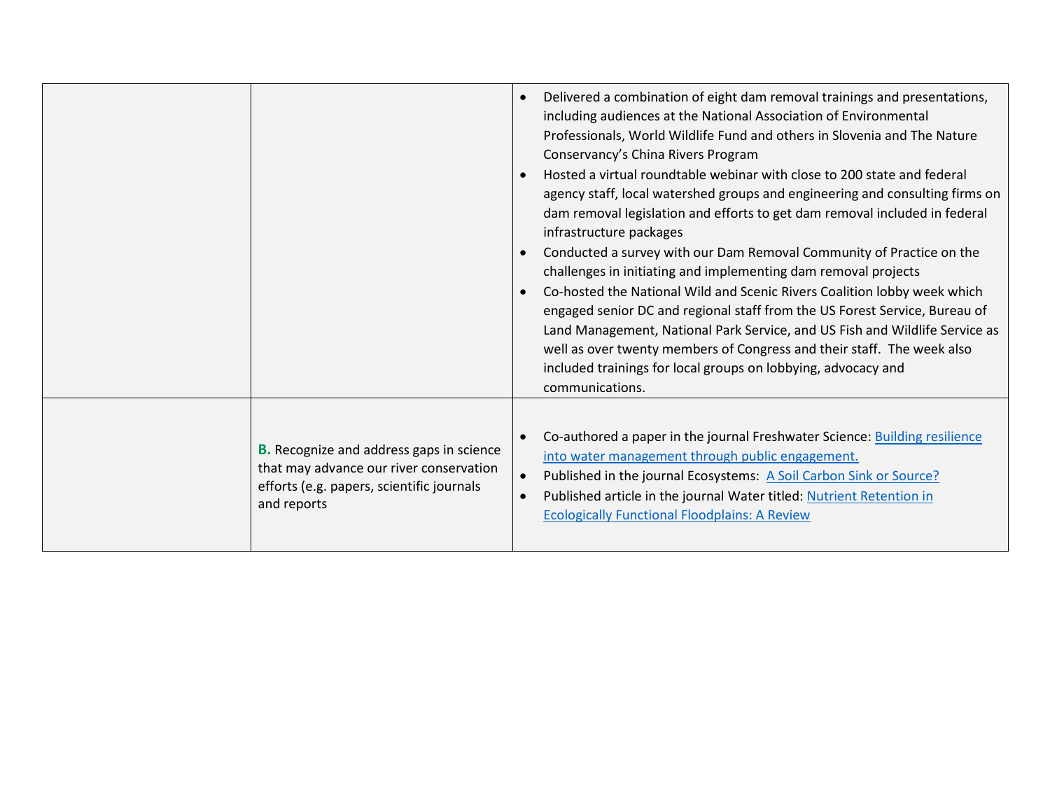|  |  |  |
|---|---|---|
|  |  | • Delivered a combination of eight dam removal trainings and presentations, including audiences at the National Association of Environmental Professionals, World Wildlife Fund and others in Slovenia and The Nature Conservancy's China Rivers Program<br>• Hosted a virtual roundtable webinar with close to 200 state and federal agency staff, local watershed groups and engineering and consulting firms on dam removal legislation and efforts to get dam removal included in federal infrastructure packages<br>• Conducted a survey with our Dam Removal Community of Practice on the challenges in initiating and implementing dam removal projects<br>• Co-hosted the National Wild and Scenic Rivers Coalition lobby week which engaged senior DC and regional staff from the US Forest Service, Bureau of Land Management, National Park Service, and US Fish and Wildlife Service as well as over twenty members of Congress and their staff. The week also included trainings for local groups on lobbying, advocacy and communications. |
|  | **B.** Recognize and address gaps in science that may advance our river conservation efforts (e.g. papers, scientific journals and reports | • Co-authored a paper in the journal Freshwater Science: Building resilience into water management through public engagement.<br>• Published in the journal Ecosystems: A Soil Carbon Sink or Source?<br>• Published article in the journal Water titled: Nutrient Retention in Ecologically Functional Floodplains: A Review |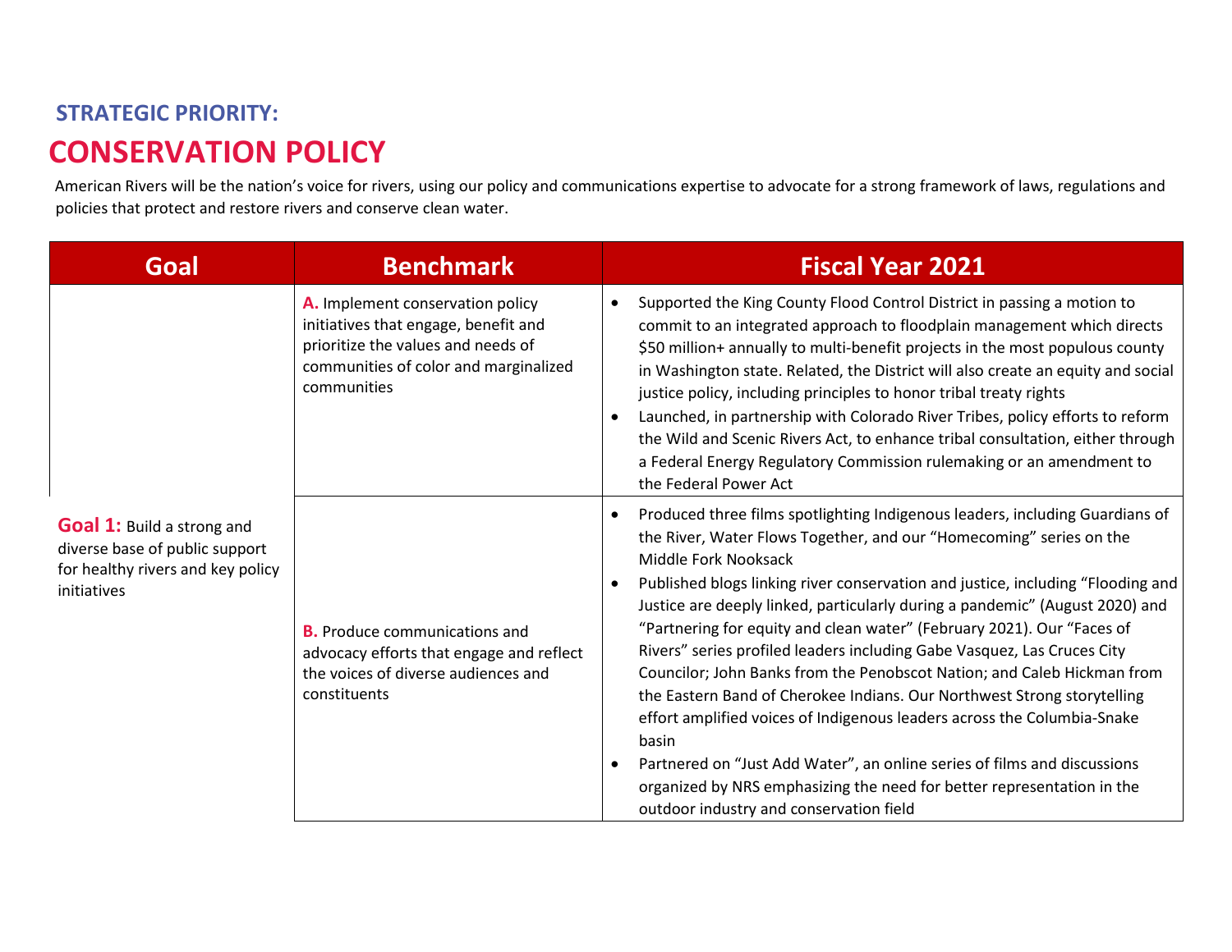## STRATEGIC PRIORITY:

# CONSERVATION POLICY

American Rivers will be the nation's voice for rivers, using our policy and communications expertise to advocate for a strong framework of laws, regulations and policies that protect and restore rivers and conserve clean water.

| Goal | Benchmark | Fiscal Year 2021 |
|---|---|---|
| **Goal 1:** Build a strong and diverse base of public support for healthy rivers and key policy initiatives | **A.** Implement conservation policy initiatives that engage, benefit and prioritize the values and needs of communities of color and marginalized communities | • Supported the King County Flood Control District in passing a motion to commit to an integrated approach to floodplain management which directs $50 million+ annually to multi-benefit projects in the most populous county in Washington state. Related, the District will also create an equity and social justice policy, including principles to honor tribal treaty rights<br>• Launched, in partnership with Colorado River Tribes, policy efforts to reform the Wild and Scenic Rivers Act, to enhance tribal consultation, either through a Federal Energy Regulatory Commission rulemaking or an amendment to the Federal Power Act |
| | **B.** Produce communications and advocacy efforts that engage and reflect the voices of diverse audiences and constituents | • Produced three films spotlighting Indigenous leaders, including Guardians of the River, Water Flows Together, and our "Homecoming" series on the Middle Fork Nooksack<br>• Published blogs linking river conservation and justice, including "Flooding and Justice are deeply linked, particularly during a pandemic" (August 2020) and "Partnering for equity and clean water" (February 2021). Our "Faces of Rivers" series profiled leaders including Gabe Vasquez, Las Cruces City Councilor; John Banks from the Penobscot Nation; and Caleb Hickman from the Eastern Band of Cherokee Indians. Our Northwest Strong storytelling effort amplified voices of Indigenous leaders across the Columbia-Snake basin<br>• Partnered on "Just Add Water", an online series of films and discussions organized by NRS emphasizing the need for better representation in the outdoor industry and conservation field |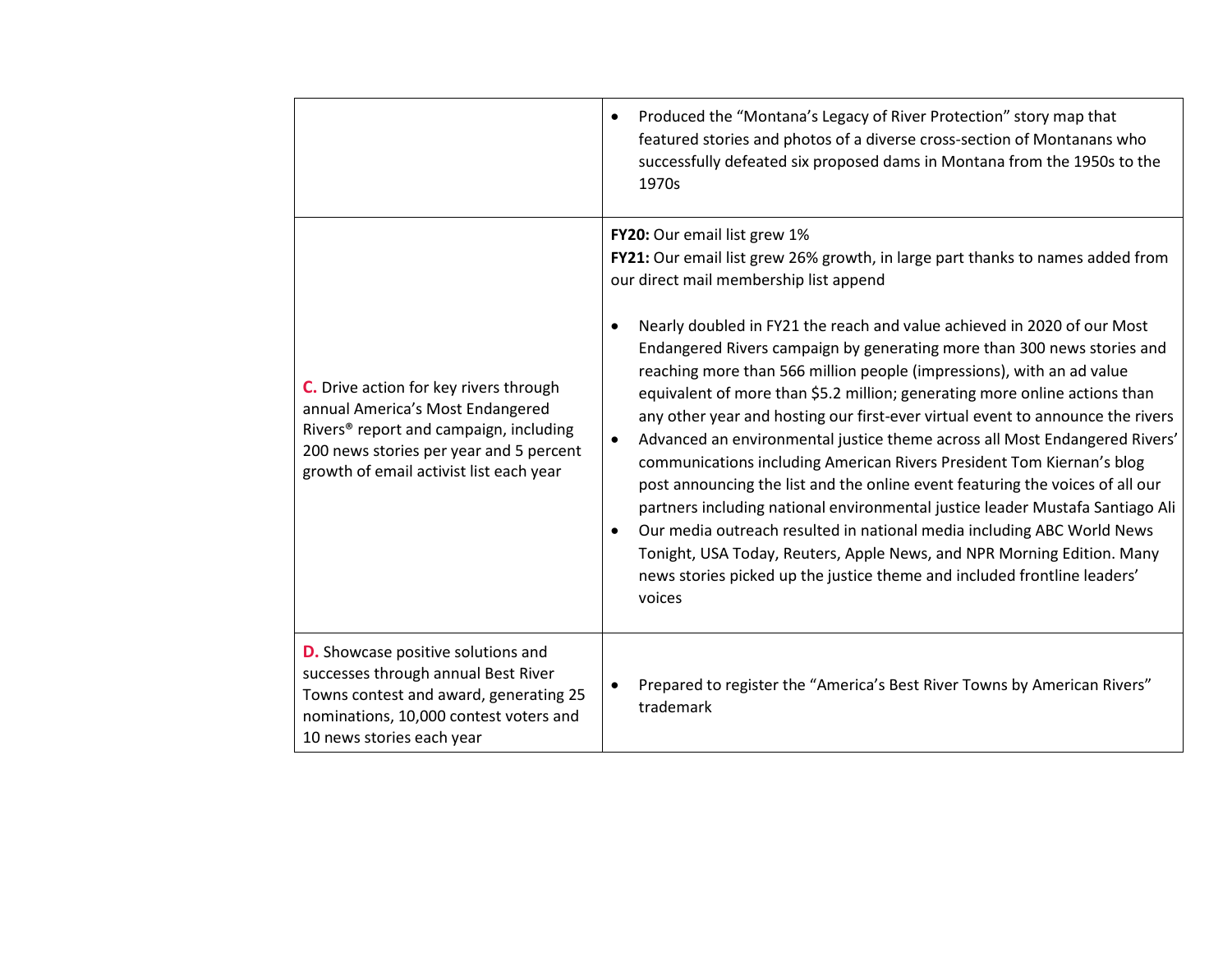| | |
|---|---|
| | • Produced the "Montana's Legacy of River Protection" story map that featured stories and photos of a diverse cross-section of Montanans who successfully defeated six proposed dams in Montana from the 1950s to the 1970s |
| **C.** Drive action for key rivers through annual America's Most Endangered Rivers® report and campaign, including 200 news stories per year and 5 percent growth of email activist list each year | **FY20:** Our email list grew 1%<br>**FY21:** Our email list grew 26% growth, in large part thanks to names added from our direct mail membership list append<br><br>• Nearly doubled in FY21 the reach and value achieved in 2020 of our Most Endangered Rivers campaign by generating more than 300 news stories and reaching more than 566 million people (impressions), with an ad value equivalent of more than $5.2 million; generating more online actions than any other year and hosting our first-ever virtual event to announce the rivers<br>• Advanced an environmental justice theme across all Most Endangered Rivers' communications including American Rivers President Tom Kiernan's blog post announcing the list and the online event featuring the voices of all our partners including national environmental justice leader Mustafa Santiago Ali<br>• Our media outreach resulted in national media including ABC World News Tonight, USA Today, Reuters, Apple News, and NPR Morning Edition. Many news stories picked up the justice theme and included frontline leaders' voices |
| **D.** Showcase positive solutions and successes through annual Best River Towns contest and award, generating 25 nominations, 10,000 contest voters and 10 news stories each year | • Prepared to register the "America's Best River Towns by American Rivers" trademark |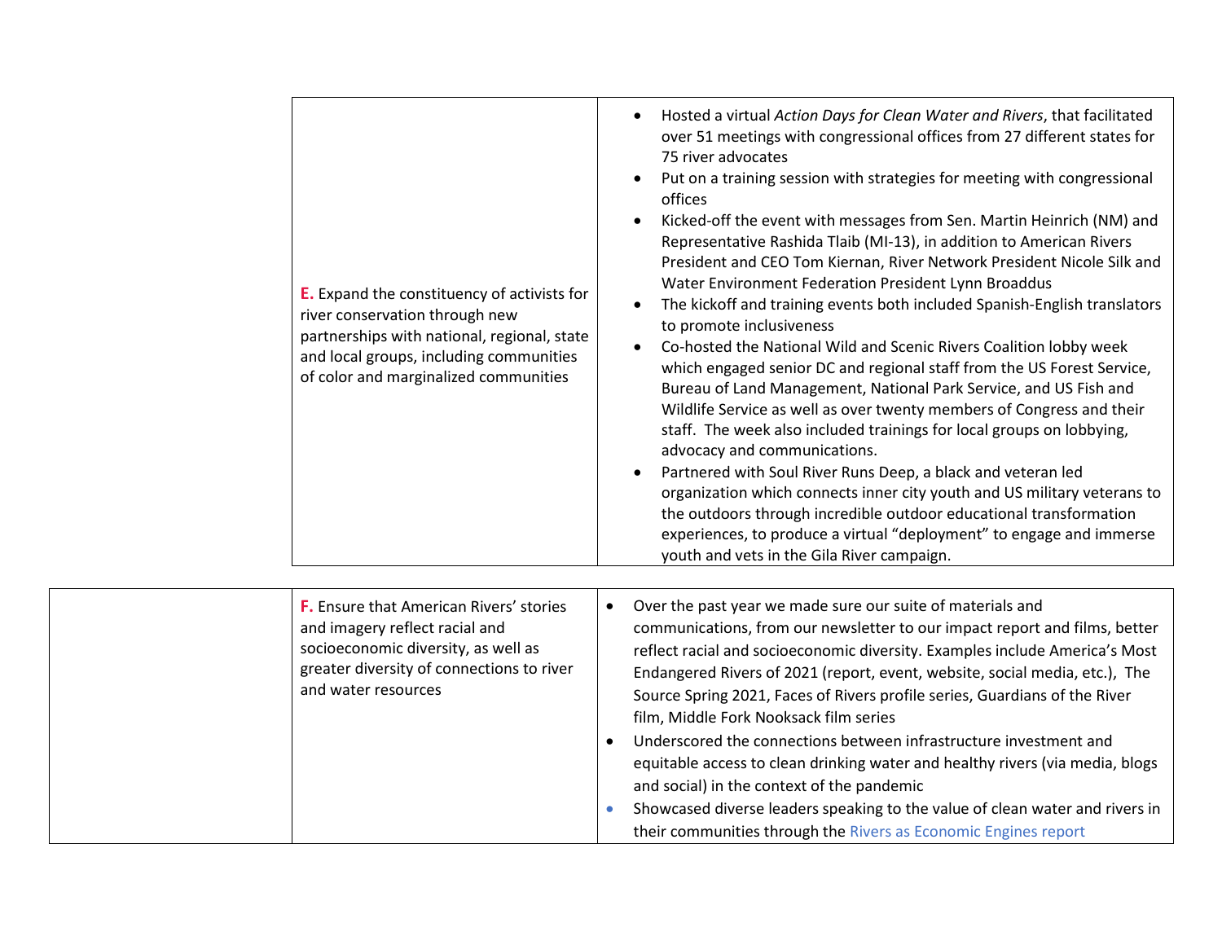| | | |
|---|---|---|
| | **E.** Expand the constituency of activists for river conservation through new partnerships with national, regional, state and local groups, including communities of color and marginalized communities | • Hosted a virtual *Action Days for Clean Water and Rivers*, that facilitated over 51 meetings with congressional offices from 27 different states for 75 river advocates<br>• Put on a training session with strategies for meeting with congressional offices<br>• Kicked-off the event with messages from Sen. Martin Heinrich (NM) and Representative Rashida Tlaib (MI-13), in addition to American Rivers President and CEO Tom Kiernan, River Network President Nicole Silk and Water Environment Federation President Lynn Broaddus<br>• The kickoff and training events both included Spanish-English translators to promote inclusiveness<br>• Co-hosted the National Wild and Scenic Rivers Coalition lobby week which engaged senior DC and regional staff from the US Forest Service, Bureau of Land Management, National Park Service, and US Fish and Wildlife Service as well as over twenty members of Congress and their staff. The week also included trainings for local groups on lobbying, advocacy and communications.<br>• Partnered with Soul River Runs Deep, a black and veteran led organization which connects inner city youth and US military veterans to the outdoors through incredible outdoor educational transformation experiences, to produce a virtual "deployment" to engage and immerse youth and vets in the Gila River campaign. |
| | **F.** Ensure that American Rivers' stories and imagery reflect racial and socioeconomic diversity, as well as greater diversity of connections to river and water resources | • Over the past year we made sure our suite of materials and communications, from our newsletter to our impact report and films, better reflect racial and socioeconomic diversity. Examples include America's Most Endangered Rivers of 2021 (report, event, website, social media, etc.), The Source Spring 2021, Faces of Rivers profile series, Guardians of the River film, Middle Fork Nooksack film series<br>• Underscored the connections between infrastructure investment and equitable access to clean drinking water and healthy rivers (via media, blogs and social) in the context of the pandemic<br>• Showcased diverse leaders speaking to the value of clean water and rivers in their communities through the Rivers as Economic Engines report |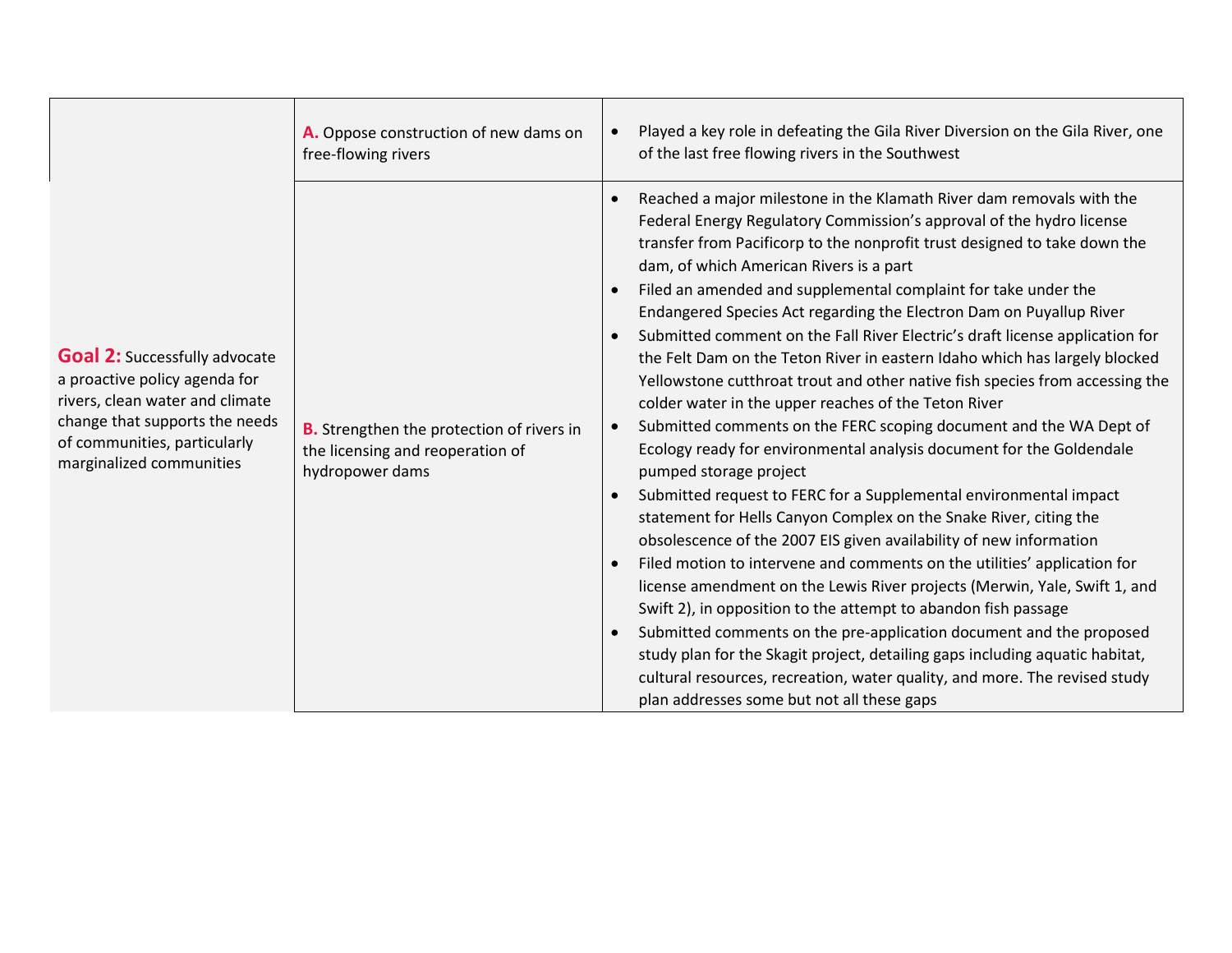| | | |
|---|---|---|
| **Goal 2:** Successfully advocate a proactive policy agenda for rivers, clean water and climate change that supports the needs of communities, particularly marginalized communities | **A.** Oppose construction of new dams on free-flowing rivers | • Played a key role in defeating the Gila River Diversion on the Gila River, one of the last free flowing rivers in the Southwest |
| | **B.** Strengthen the protection of rivers in the licensing and reoperation of hydropower dams | • Reached a major milestone in the Klamath River dam removals with the Federal Energy Regulatory Commission's approval of the hydro license transfer from Pacificorp to the nonprofit trust designed to take down the dam, of which American Rivers is a part<br>• Filed an amended and supplemental complaint for take under the Endangered Species Act regarding the Electron Dam on Puyallup River<br>• Submitted comment on the Fall River Electric's draft license application for the Felt Dam on the Teton River in eastern Idaho which has largely blocked Yellowstone cutthroat trout and other native fish species from accessing the colder water in the upper reaches of the Teton River<br>• Submitted comments on the FERC scoping document and the WA Dept of Ecology ready for environmental analysis document for the Goldendale pumped storage project<br>• Submitted request to FERC for a Supplemental environmental impact statement for Hells Canyon Complex on the Snake River, citing the obsolescence of the 2007 EIS given availability of new information<br>• Filed motion to intervene and comments on the utilities' application for license amendment on the Lewis River projects (Merwin, Yale, Swift 1, and Swift 2), in opposition to the attempt to abandon fish passage<br>• Submitted comments on the pre-application document and the proposed study plan for the Skagit project, detailing gaps including aquatic habitat, cultural resources, recreation, water quality, and more. The revised study plan addresses some but not all these gaps |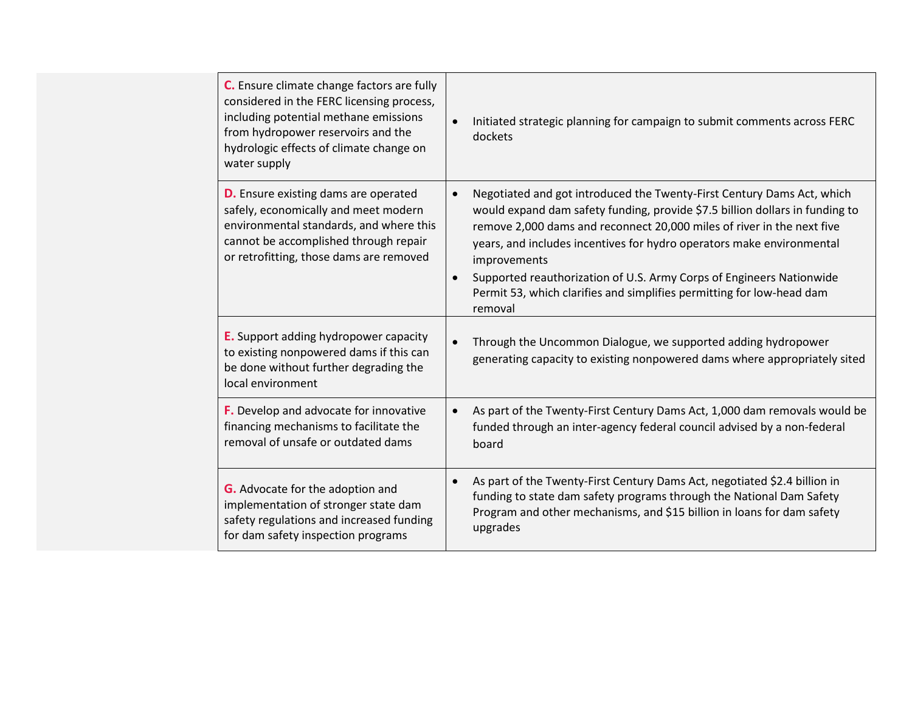| | | |
|---|---|---|
| | **C.** Ensure climate change factors are fully considered in the FERC licensing process, including potential methane emissions from hydropower reservoirs and the hydrologic effects of climate change on water supply | • Initiated strategic planning for campaign to submit comments across FERC dockets |
| | **D.** Ensure existing dams are operated safely, economically and meet modern environmental standards, and where this cannot be accomplished through repair or retrofitting, those dams are removed | • Negotiated and got introduced the Twenty-First Century Dams Act, which would expand dam safety funding, provide $7.5 billion dollars in funding to remove 2,000 dams and reconnect 20,000 miles of river in the next five years, and includes incentives for hydro operators make environmental improvements<br>• Supported reauthorization of U.S. Army Corps of Engineers Nationwide Permit 53, which clarifies and simplifies permitting for low-head dam removal |
| | **E.** Support adding hydropower capacity to existing nonpowered dams if this can be done without further degrading the local environment | • Through the Uncommon Dialogue, we supported adding hydropower generating capacity to existing nonpowered dams where appropriately sited |
| | **F.** Develop and advocate for innovative financing mechanisms to facilitate the removal of unsafe or outdated dams | • As part of the Twenty-First Century Dams Act, 1,000 dam removals would be funded through an inter-agency federal council advised by a non-federal board |
| | **G.** Advocate for the adoption and implementation of stronger state dam safety regulations and increased funding for dam safety inspection programs | • As part of the Twenty-First Century Dams Act, negotiated $2.4 billion in funding to state dam safety programs through the National Dam Safety Program and other mechanisms, and $15 billion in loans for dam safety upgrades |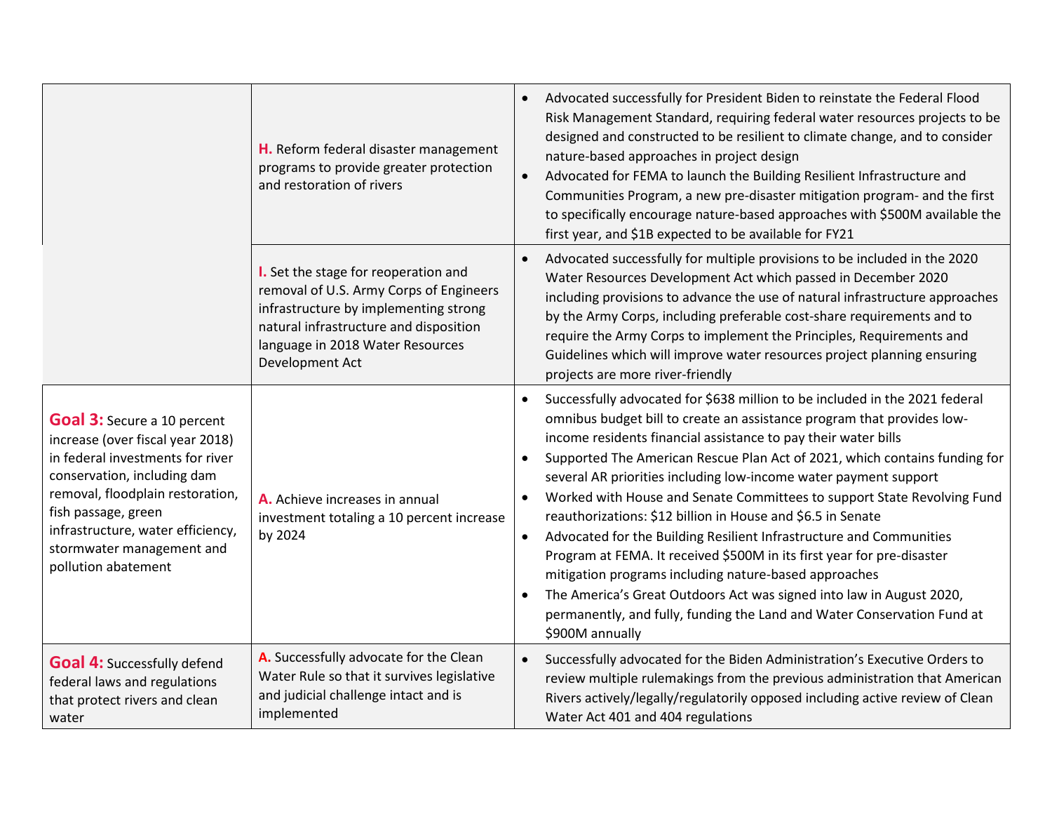| | | |
|---|---|---|
| | **H.** Reform federal disaster management programs to provide greater protection and restoration of rivers | • Advocated successfully for President Biden to reinstate the Federal Flood Risk Management Standard, requiring federal water resources projects to be designed and constructed to be resilient to climate change, and to consider nature-based approaches in project design<br>• Advocated for FEMA to launch the Building Resilient Infrastructure and Communities Program, a new pre-disaster mitigation program- and the first to specifically encourage nature-based approaches with $500M available the first year, and $1B expected to be available for FY21 |
| | **I.** Set the stage for reoperation and removal of U.S. Army Corps of Engineers infrastructure by implementing strong natural infrastructure and disposition language in 2018 Water Resources Development Act | • Advocated successfully for multiple provisions to be included in the 2020 Water Resources Development Act which passed in December 2020 including provisions to advance the use of natural infrastructure approaches by the Army Corps, including preferable cost-share requirements and to require the Army Corps to implement the Principles, Requirements and Guidelines which will improve water resources project planning ensuring projects are more river-friendly |
| **Goal 3:** Secure a 10 percent increase (over fiscal year 2018) in federal investments for river conservation, including dam removal, floodplain restoration, fish passage, green infrastructure, water efficiency, stormwater management and pollution abatement | **A.** Achieve increases in annual investment totaling a 10 percent increase by 2024 | • Successfully advocated for $638 million to be included in the 2021 federal omnibus budget bill to create an assistance program that provides low-income residents financial assistance to pay their water bills<br>• Supported The American Rescue Plan Act of 2021, which contains funding for several AR priorities including low-income water payment support<br>• Worked with House and Senate Committees to support State Revolving Fund reauthorizations: $12 billion in House and $6.5 in Senate<br>• Advocated for the Building Resilient Infrastructure and Communities Program at FEMA. It received $500M in its first year for pre-disaster mitigation programs including nature-based approaches<br>• The America's Great Outdoors Act was signed into law in August 2020, permanently, and fully, funding the Land and Water Conservation Fund at $900M annually |
| **Goal 4:** Successfully defend federal laws and regulations that protect rivers and clean water | **A.** Successfully advocate for the Clean Water Rule so that it survives legislative and judicial challenge intact and is implemented | • Successfully advocated for the Biden Administration's Executive Orders to review multiple rulemakings from the previous administration that American Rivers actively/legally/regulatorily opposed including active review of Clean Water Act 401 and 404 regulations |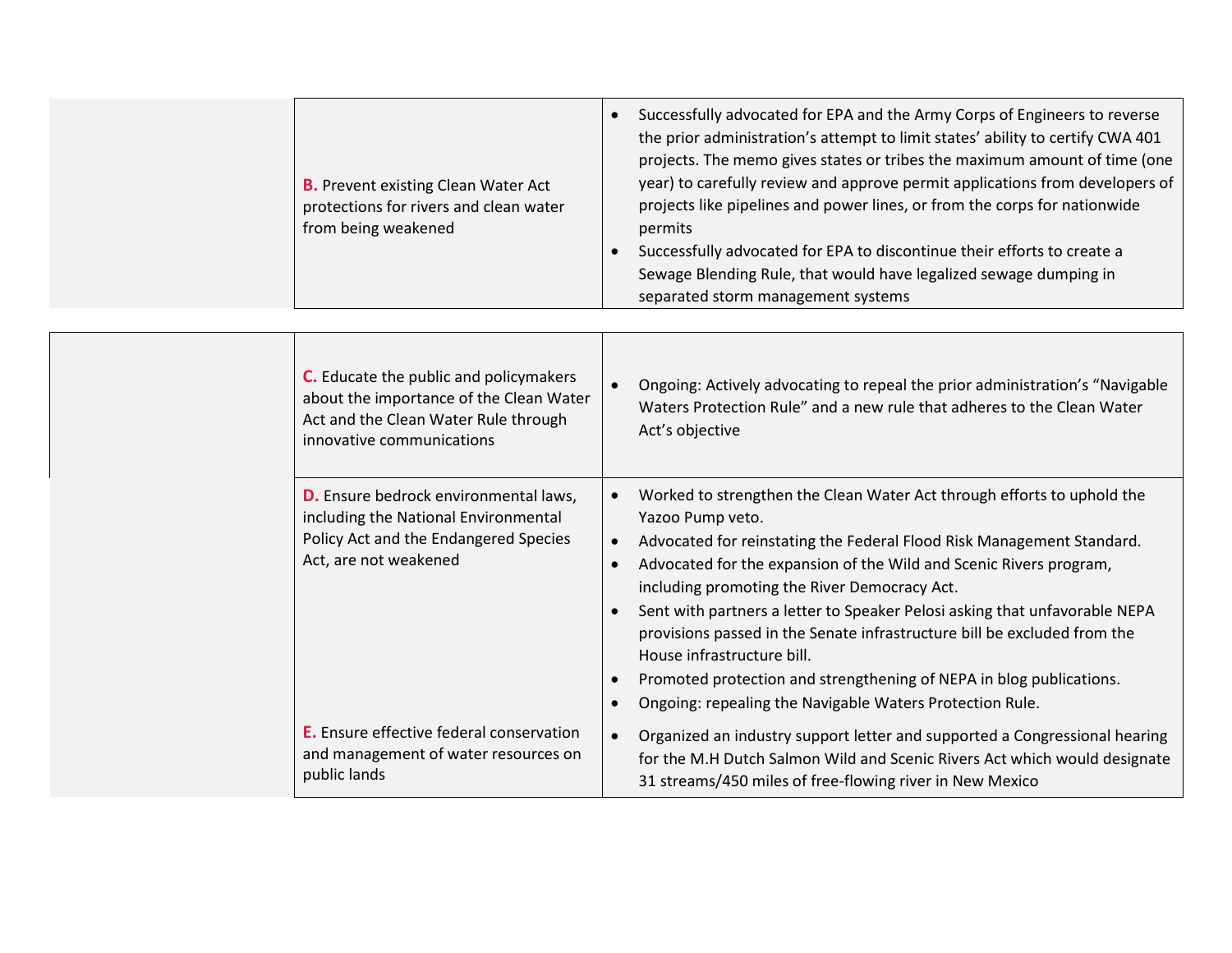| | | |
|---|---|---|
| | **B.** Prevent existing Clean Water Act protections for rivers and clean water from being weakened | • Successfully advocated for EPA and the Army Corps of Engineers to reverse the prior administration's attempt to limit states' ability to certify CWA 401 projects. The memo gives states or tribes the maximum amount of time (one year) to carefully review and approve permit applications from developers of projects like pipelines and power lines, or from the corps for nationwide permits<br>• Successfully advocated for EPA to discontinue their efforts to create a Sewage Blending Rule, that would have legalized sewage dumping in separated storm management systems |
| | **C.** Educate the public and policymakers about the importance of the Clean Water Act and the Clean Water Rule through innovative communications | • Ongoing: Actively advocating to repeal the prior administration's "Navigable Waters Protection Rule" and a new rule that adheres to the Clean Water Act's objective |
| | **D.** Ensure bedrock environmental laws, including the National Environmental Policy Act and the Endangered Species Act, are not weakened | • Worked to strengthen the Clean Water Act through efforts to uphold the Yazoo Pump veto.<br>• Advocated for reinstating the Federal Flood Risk Management Standard.<br>• Advocated for the expansion of the Wild and Scenic Rivers program, including promoting the River Democracy Act.<br>• Sent with partners a letter to Speaker Pelosi asking that unfavorable NEPA provisions passed in the Senate infrastructure bill be excluded from the House infrastructure bill.<br>• Promoted protection and strengthening of NEPA in blog publications.<br>• Ongoing: repealing the Navigable Waters Protection Rule. |
| | **E.** Ensure effective federal conservation and management of water resources on public lands | • Organized an industry support letter and supported a Congressional hearing for the M.H Dutch Salmon Wild and Scenic Rivers Act which would designate 31 streams/450 miles of free-flowing river in New Mexico |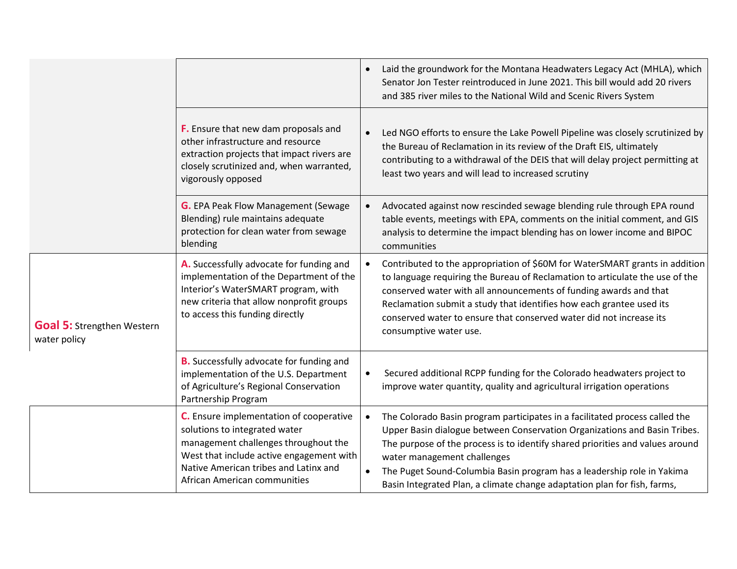| | | |
|---|---|---|
| | | • Laid the groundwork for the Montana Headwaters Legacy Act (MHLA), which Senator Jon Tester reintroduced in June 2021. This bill would add 20 rivers and 385 river miles to the National Wild and Scenic Rivers System |
| | **F.** Ensure that new dam proposals and other infrastructure and resource extraction projects that impact rivers are closely scrutinized and, when warranted, vigorously opposed | • Led NGO efforts to ensure the Lake Powell Pipeline was closely scrutinized by the Bureau of Reclamation in its review of the Draft EIS, ultimately contributing to a withdrawal of the DEIS that will delay project permitting at least two years and will lead to increased scrutiny |
| | **G.** EPA Peak Flow Management (Sewage Blending) rule maintains adequate protection for clean water from sewage blending | • Advocated against now rescinded sewage blending rule through EPA round table events, meetings with EPA, comments on the initial comment, and GIS analysis to determine the impact blending has on lower income and BIPOC communities |
| **Goal 5:** Strengthen Western water policy | **A.** Successfully advocate for funding and implementation of the Department of the Interior's WaterSMART program, with new criteria that allow nonprofit groups to access this funding directly | • Contributed to the appropriation of $60M for WaterSMART grants in addition to language requiring the Bureau of Reclamation to articulate the use of the conserved water with all announcements of funding awards and that Reclamation submit a study that identifies how each grantee used its conserved water to ensure that conserved water did not increase its consumptive water use. |
| | **B.** Successfully advocate for funding and implementation of the U.S. Department of Agriculture's Regional Conservation Partnership Program | • Secured additional RCPP funding for the Colorado headwaters project to improve water quantity, quality and agricultural irrigation operations |
| | **C.** Ensure implementation of cooperative solutions to integrated water management challenges throughout the West that include active engagement with Native American tribes and Latinx and African American communities | • The Colorado Basin program participates in a facilitated process called the Upper Basin dialogue between Conservation Organizations and Basin Tribes. The purpose of the process is to identify shared priorities and values around water management challenges<br>• The Puget Sound-Columbia Basin program has a leadership role in Yakima Basin Integrated Plan, a climate change adaptation plan for fish, farms, |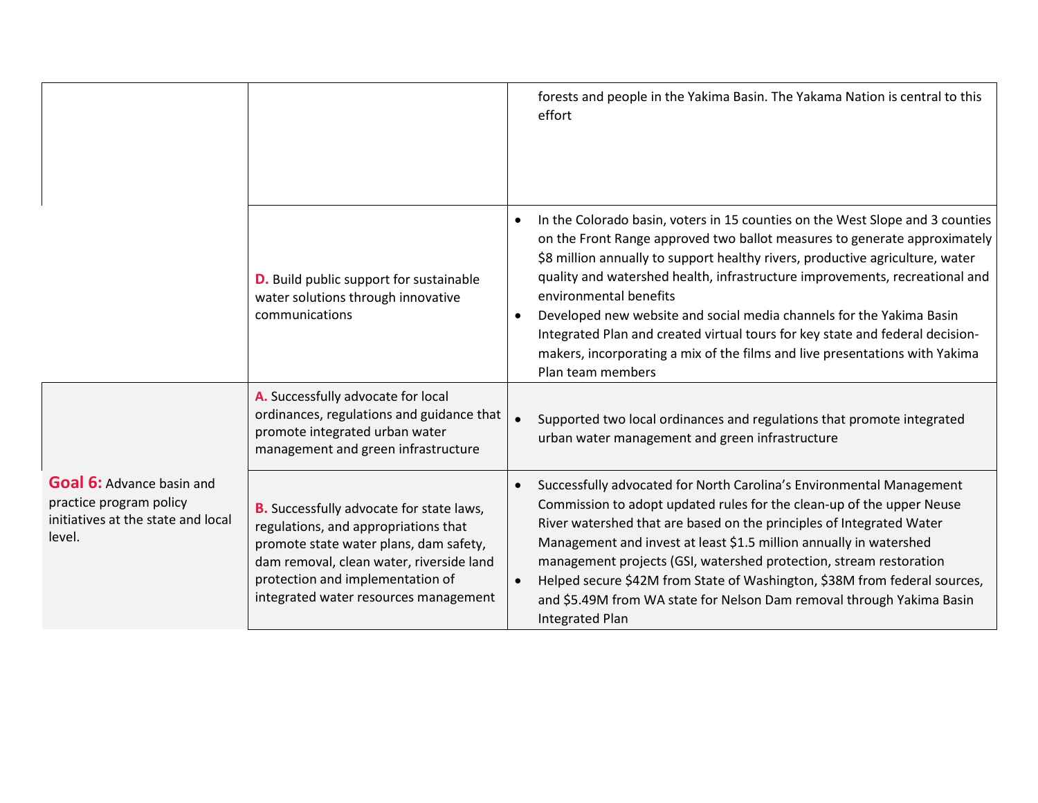| | | |
|---|---|---|
| | | forests and people in the Yakima Basin. The Yakama Nation is central to this effort |
| | **D.** Build public support for sustainable water solutions through innovative communications | • In the Colorado basin, voters in 15 counties on the West Slope and 3 counties on the Front Range approved two ballot measures to generate approximately $8 million annually to support healthy rivers, productive agriculture, water quality and watershed health, infrastructure improvements, recreational and environmental benefits<br>• Developed new website and social media channels for the Yakima Basin Integrated Plan and created virtual tours for key state and federal decision-makers, incorporating a mix of the films and live presentations with Yakima Plan team members |
| **Goal 6:** Advance basin and practice program policy initiatives at the state and local level. | **A.** Successfully advocate for local ordinances, regulations and guidance that promote integrated urban water management and green infrastructure | • Supported two local ordinances and regulations that promote integrated urban water management and green infrastructure |
| | **B.** Successfully advocate for state laws, regulations, and appropriations that promote state water plans, dam safety, dam removal, clean water, riverside land protection and implementation of integrated water resources management | • Successfully advocated for North Carolina's Environmental Management Commission to adopt updated rules for the clean-up of the upper Neuse River watershed that are based on the principles of Integrated Water Management and invest at least $1.5 million annually in watershed management projects (GSI, watershed protection, stream restoration<br>• Helped secure $42M from State of Washington, $38M from federal sources, and $5.49M from WA state for Nelson Dam removal through Yakima Basin Integrated Plan |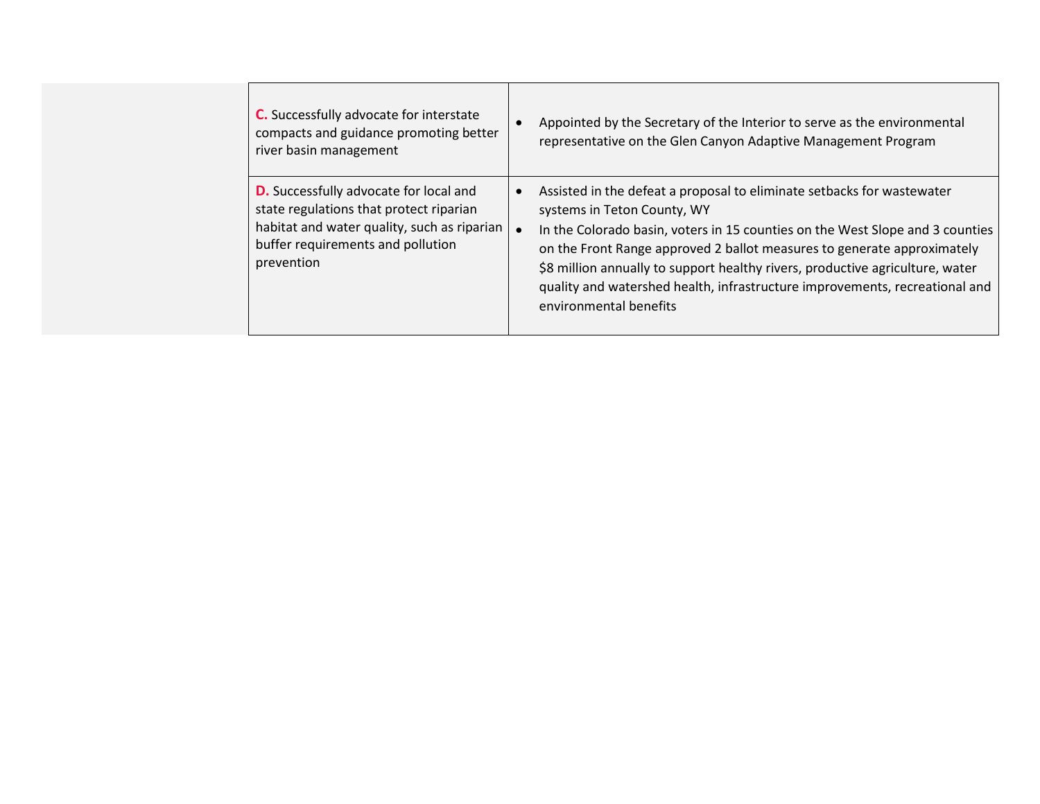| | | |
|---|---|---|
| | **C.** Successfully advocate for interstate compacts and guidance promoting better river basin management | • Appointed by the Secretary of the Interior to serve as the environmental representative on the Glen Canyon Adaptive Management Program |
| | **D.** Successfully advocate for local and state regulations that protect riparian habitat and water quality, such as riparian buffer requirements and pollution prevention | • Assisted in the defeat a proposal to eliminate setbacks for wastewater systems in Teton County, WY<br>• In the Colorado basin, voters in 15 counties on the West Slope and 3 counties on the Front Range approved 2 ballot measures to generate approximately $8 million annually to support healthy rivers, productive agriculture, water quality and watershed health, infrastructure improvements, recreational and environmental benefits |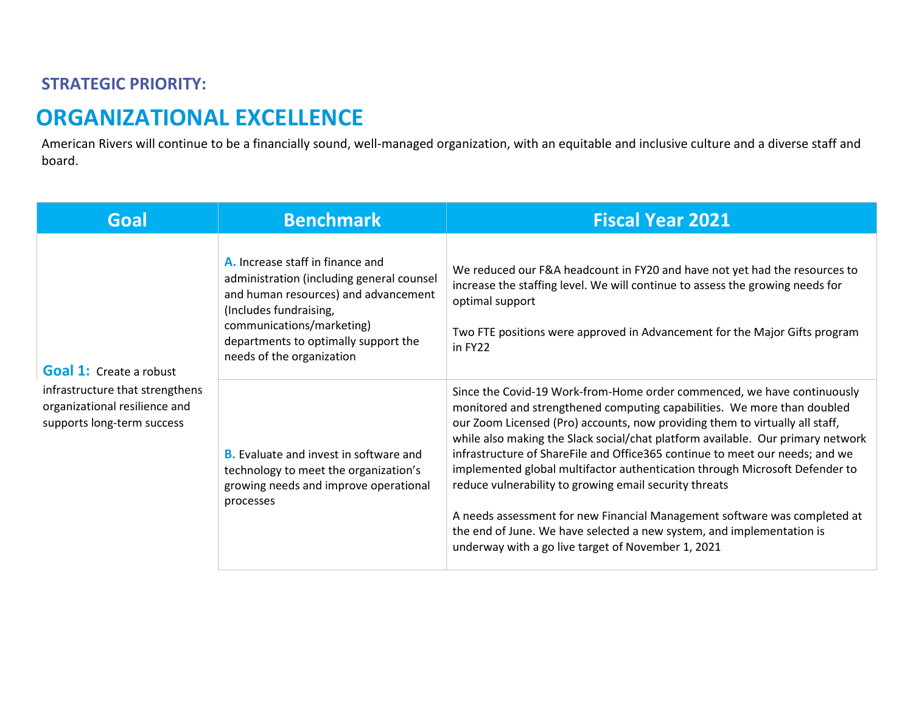### STRATEGIC PRIORITY:

# ORGANIZATIONAL EXCELLENCE

American Rivers will continue to be a financially sound, well-managed organization, with an equitable and inclusive culture and a diverse staff and board.

| Goal | Benchmark | Fiscal Year 2021 |
|---|---|---|
| **Goal 1:** Create a robust infrastructure that strengthens organizational resilience and supports long-term success | **A.** Increase staff in finance and administration (including general counsel and human resources) and advancement (Includes fundraising, communications/marketing) departments to optimally support the needs of the organization | We reduced our F&A headcount in FY20 and have not yet had the resources to increase the staffing level. We will continue to assess the growing needs for optimal support<br><br>Two FTE positions were approved in Advancement for the Major Gifts program in FY22 |
| | **B.** Evaluate and invest in software and technology to meet the organization's growing needs and improve operational processes | Since the Covid-19 Work-from-Home order commenced, we have continuously monitored and strengthened computing capabilities. We more than doubled our Zoom Licensed (Pro) accounts, now providing them to virtually all staff, while also making the Slack social/chat platform available. Our primary network infrastructure of ShareFile and Office365 continue to meet our needs; and we implemented global multifactor authentication through Microsoft Defender to reduce vulnerability to growing email security threats<br><br>A needs assessment for new Financial Management software was completed at the end of June. We have selected a new system, and implementation is underway with a go live target of November 1, 2021 |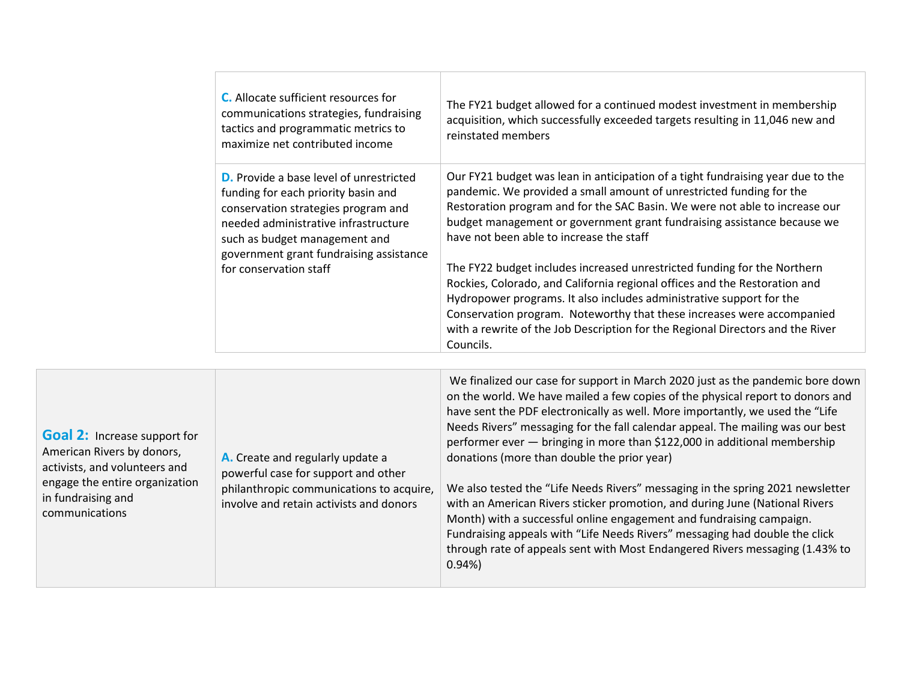| | | |
|---|---|---|
| | **C.** Allocate sufficient resources for communications strategies, fundraising tactics and programmatic metrics to maximize net contributed income | The FY21 budget allowed for a continued modest investment in membership acquisition, which successfully exceeded targets resulting in 11,046 new and reinstated members |
| | **D.** Provide a base level of unrestricted funding for each priority basin and conservation strategies program and needed administrative infrastructure such as budget management and government grant fundraising assistance for conservation staff | Our FY21 budget was lean in anticipation of a tight fundraising year due to the pandemic. We provided a small amount of unrestricted funding for the Restoration program and for the SAC Basin. We were not able to increase our budget management or government grant fundraising assistance because we have not been able to increase the staff<br><br>The FY22 budget includes increased unrestricted funding for the Northern Rockies, Colorado, and California regional offices and the Restoration and Hydropower programs. It also includes administrative support for the Conservation program. Noteworthy that these increases were accompanied with a rewrite of the Job Description for the Regional Directors and the River Councils. |
| **Goal 2:** Increase support for American Rivers by donors, activists, and volunteers and engage the entire organization in fundraising and communications | **A.** Create and regularly update a powerful case for support and other philanthropic communications to acquire, involve and retain activists and donors | We finalized our case for support in March 2020 just as the pandemic bore down on the world. We have mailed a few copies of the physical report to donors and have sent the PDF electronically as well. More importantly, we used the "Life Needs Rivers" messaging for the fall calendar appeal. The mailing was our best performer ever — bringing in more than $122,000 in additional membership donations (more than double the prior year)<br><br>We also tested the "Life Needs Rivers" messaging in the spring 2021 newsletter with an American Rivers sticker promotion, and during June (National Rivers Month) with a successful online engagement and fundraising campaign. Fundraising appeals with "Life Needs Rivers" messaging had double the click through rate of appeals sent with Most Endangered Rivers messaging (1.43% to 0.94%) |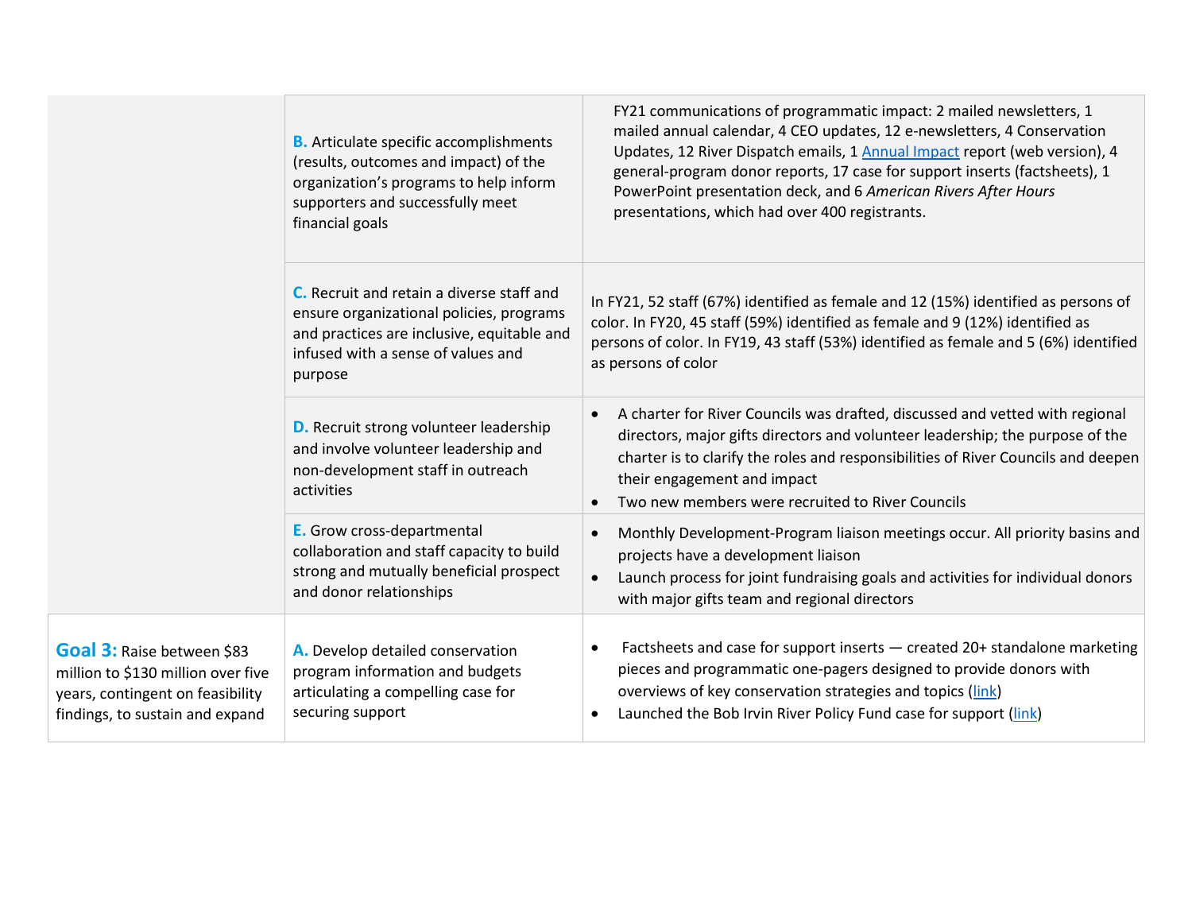| | | |
|---|---|---|
| | **B.** Articulate specific accomplishments (results, outcomes and impact) of the organization's programs to help inform supporters and successfully meet financial goals | FY21 communications of programmatic impact: 2 mailed newsletters, 1 mailed annual calendar, 4 CEO updates, 12 e-newsletters, 4 Conservation Updates, 12 River Dispatch emails, 1 Annual Impact report (web version), 4 general-program donor reports, 17 case for support inserts (factsheets), 1 PowerPoint presentation deck, and 6 *American Rivers After Hours* presentations, which had over 400 registrants. |
| | **C.** Recruit and retain a diverse staff and ensure organizational policies, programs and practices are inclusive, equitable and infused with a sense of values and purpose | In FY21, 52 staff (67%) identified as female and 12 (15%) identified as persons of color. In FY20, 45 staff (59%) identified as female and 9 (12%) identified as persons of color. In FY19, 43 staff (53%) identified as female and 5 (6%) identified as persons of color |
| | **D.** Recruit strong volunteer leadership and involve volunteer leadership and non-development staff in outreach activities | • A charter for River Councils was drafted, discussed and vetted with regional directors, major gifts directors and volunteer leadership; the purpose of the charter is to clarify the roles and responsibilities of River Councils and deepen their engagement and impact<br>• Two new members were recruited to River Councils |
| | **E.** Grow cross-departmental collaboration and staff capacity to build strong and mutually beneficial prospect and donor relationships | • Monthly Development-Program liaison meetings occur. All priority basins and projects have a development liaison<br>• Launch process for joint fundraising goals and activities for individual donors with major gifts team and regional directors |
| **Goal 3:** Raise between $83 million to $130 million over five years, contingent on feasibility findings, to sustain and expand | **A.** Develop detailed conservation program information and budgets articulating a compelling case for securing support | • Factsheets and case for support inserts — created 20+ standalone marketing pieces and programmatic one-pagers designed to provide donors with overviews of key conservation strategies and topics (link)<br>• Launched the Bob Irvin River Policy Fund case for support (link) |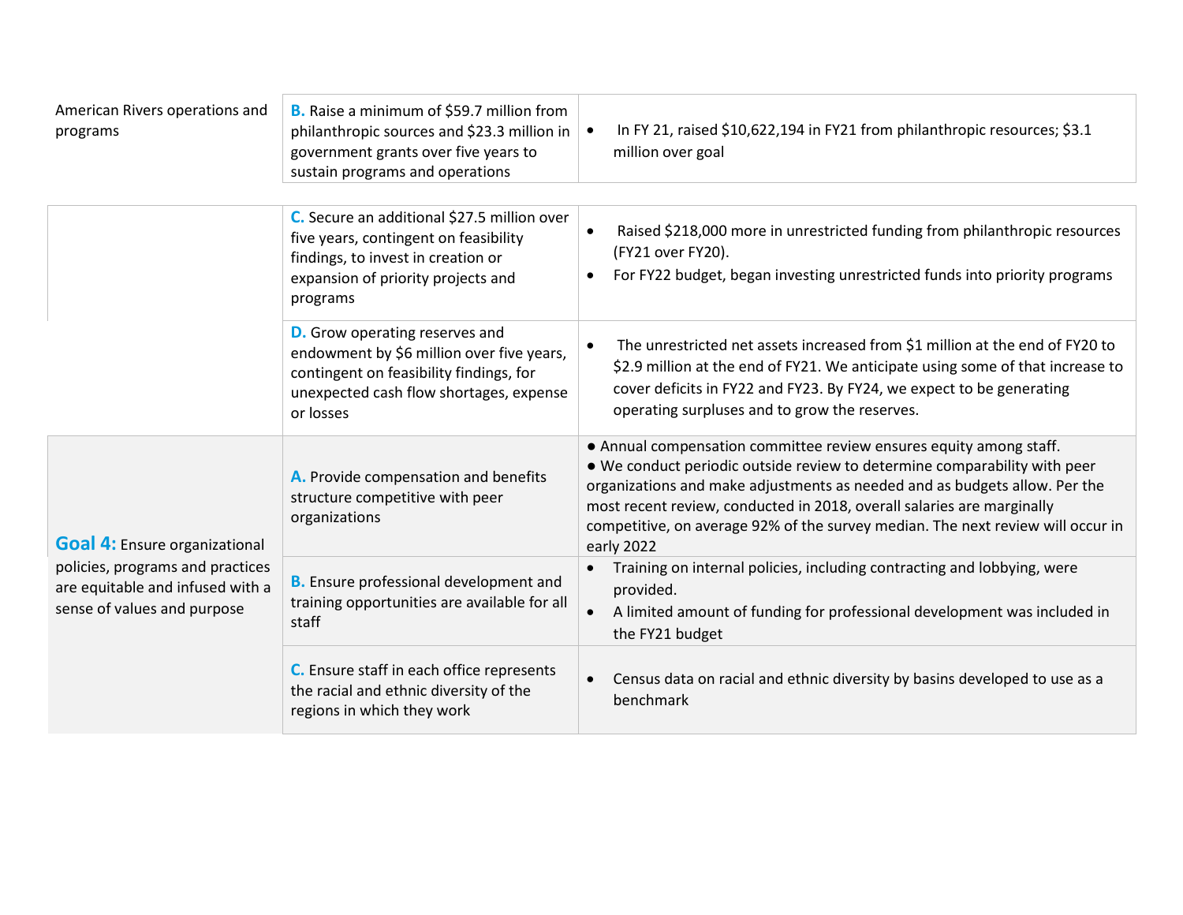| | | |
|---|---|---|
| American Rivers operations and programs | **B.** Raise a minimum of $59.7 million from philanthropic sources and $23.3 million in government grants over five years to sustain programs and operations | • In FY 21, raised $10,622,194 in FY21 from philanthropic resources; $3.1 million over goal |
| | **C.** Secure an additional $27.5 million over five years, contingent on feasibility findings, to invest in creation or expansion of priority projects and programs | • Raised $218,000 more in unrestricted funding from philanthropic resources (FY21 over FY20).<br>• For FY22 budget, began investing unrestricted funds into priority programs |
| | **D.** Grow operating reserves and endowment by $6 million over five years, contingent on feasibility findings, for unexpected cash flow shortages, expense or losses | • The unrestricted net assets increased from $1 million at the end of FY20 to $2.9 million at the end of FY21. We anticipate using some of that increase to cover deficits in FY22 and FY23. By FY24, we expect to be generating operating surpluses and to grow the reserves. |
| **Goal 4:** Ensure organizational policies, programs and practices are equitable and infused with a sense of values and purpose | **A.** Provide compensation and benefits structure competitive with peer organizations | • Annual compensation committee review ensures equity among staff.<br>• We conduct periodic outside review to determine comparability with peer organizations and make adjustments as needed and as budgets allow. Per the most recent review, conducted in 2018, overall salaries are marginally competitive, on average 92% of the survey median. The next review will occur in early 2022 |
| | **B.** Ensure professional development and training opportunities are available for all staff | • Training on internal policies, including contracting and lobbying, were provided.<br>• A limited amount of funding for professional development was included in the FY21 budget |
| | **C.** Ensure staff in each office represents the racial and ethnic diversity of the regions in which they work | • Census data on racial and ethnic diversity by basins developed to use as a benchmark |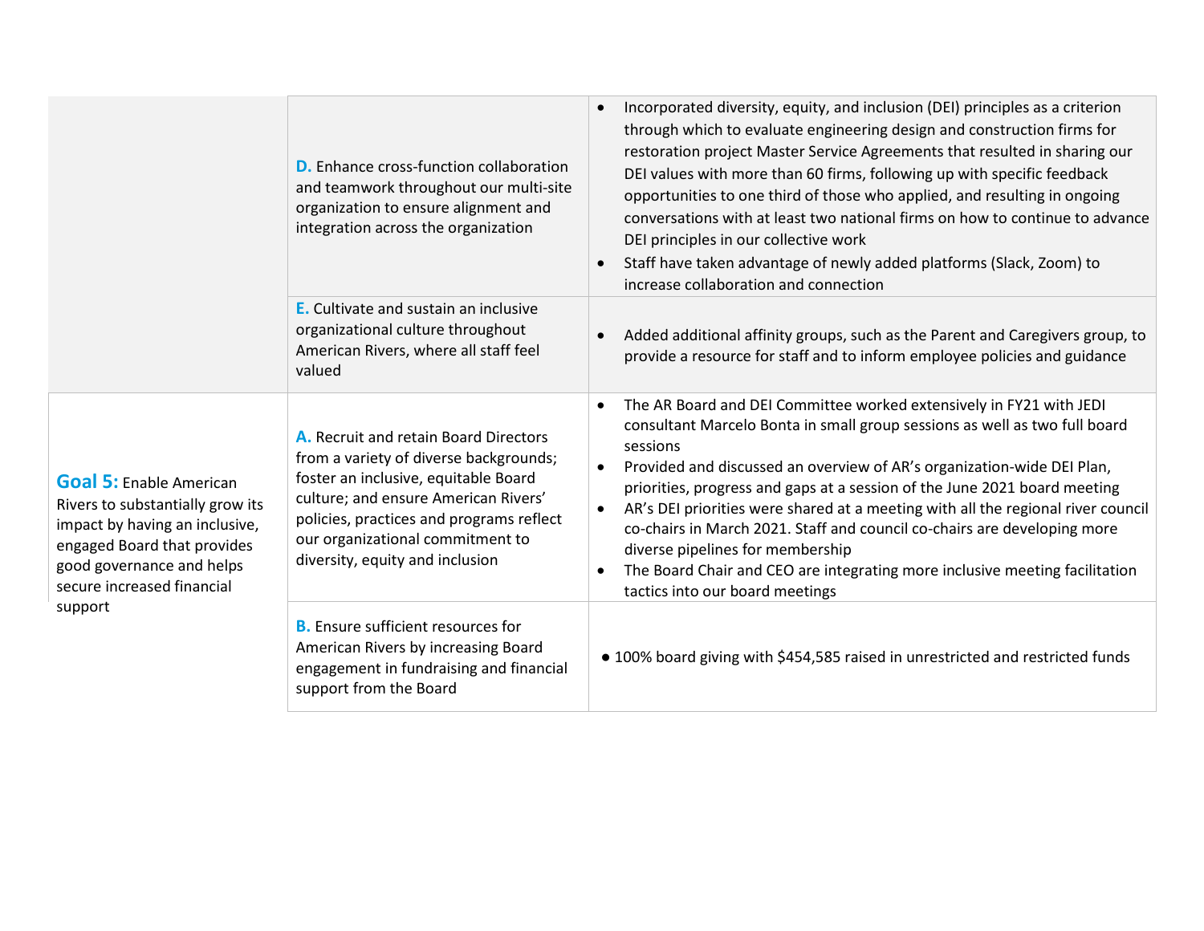| | | |
|---|---|---|
| | **D.** Enhance cross-function collaboration and teamwork throughout our multi-site organization to ensure alignment and integration across the organization | • Incorporated diversity, equity, and inclusion (DEI) principles as a criterion through which to evaluate engineering design and construction firms for restoration project Master Service Agreements that resulted in sharing our DEI values with more than 60 firms, following up with specific feedback opportunities to one third of those who applied, and resulting in ongoing conversations with at least two national firms on how to continue to advance DEI principles in our collective work<br>• Staff have taken advantage of newly added platforms (Slack, Zoom) to increase collaboration and connection |
| | **E.** Cultivate and sustain an inclusive organizational culture throughout American Rivers, where all staff feel valued | • Added additional affinity groups, such as the Parent and Caregivers group, to provide a resource for staff and to inform employee policies and guidance |
| **Goal 5:** Enable American Rivers to substantially grow its impact by having an inclusive, engaged Board that provides good governance and helps secure increased financial support | **A.** Recruit and retain Board Directors from a variety of diverse backgrounds; foster an inclusive, equitable Board culture; and ensure American Rivers' policies, practices and programs reflect our organizational commitment to diversity, equity and inclusion | • The AR Board and DEI Committee worked extensively in FY21 with JEDI consultant Marcelo Bonta in small group sessions as well as two full board sessions<br>• Provided and discussed an overview of AR's organization-wide DEI Plan, priorities, progress and gaps at a session of the June 2021 board meeting<br>• AR's DEI priorities were shared at a meeting with all the regional river council co-chairs in March 2021. Staff and council co-chairs are developing more diverse pipelines for membership<br>• The Board Chair and CEO are integrating more inclusive meeting facilitation tactics into our board meetings |
| | **B.** Ensure sufficient resources for American Rivers by increasing Board engagement in fundraising and financial support from the Board | • 100% board giving with $454,585 raised in unrestricted and restricted funds |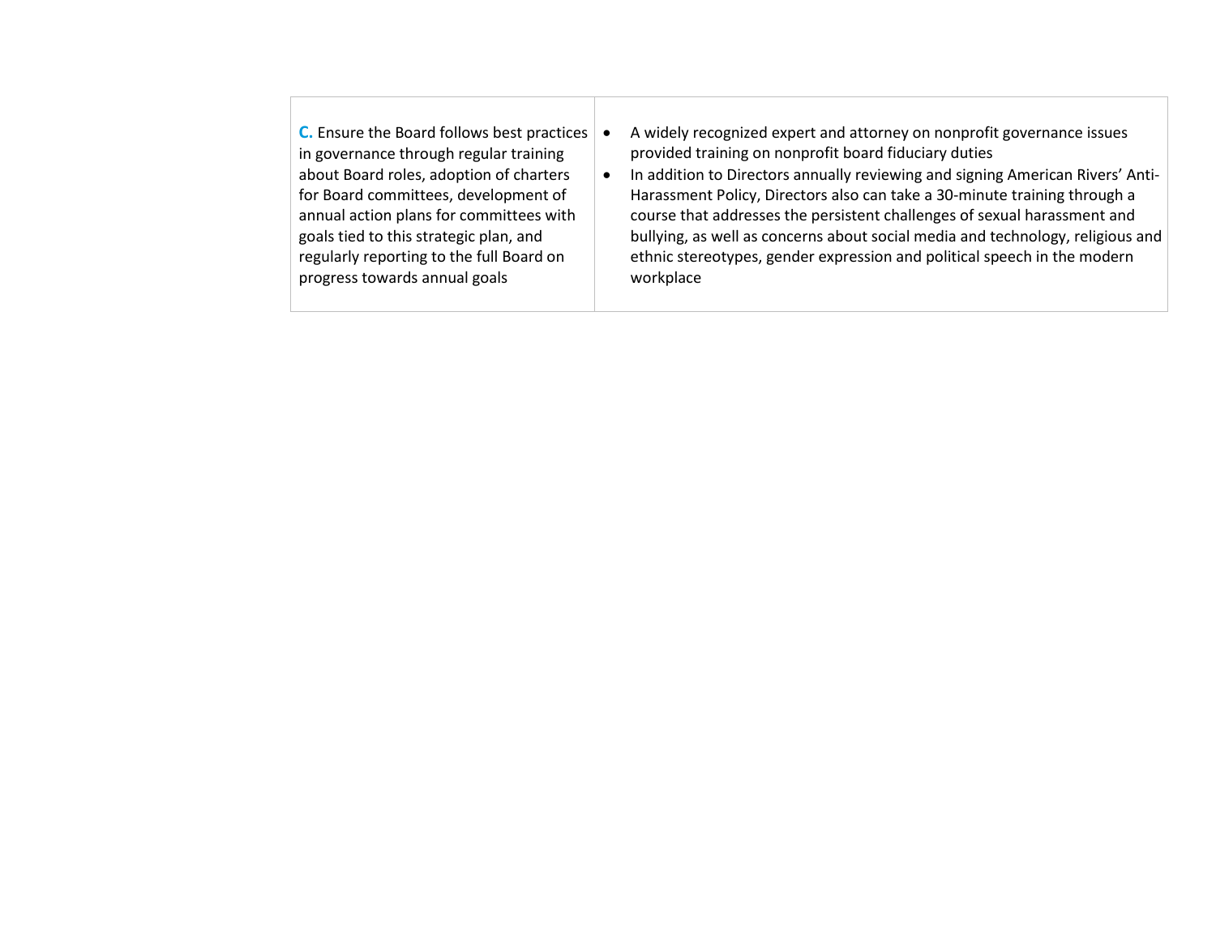| | |
|---|---|
| **C.** Ensure the Board follows best practices in governance through regular training about Board roles, adoption of charters for Board committees, development of annual action plans for committees with goals tied to this strategic plan, and regularly reporting to the full Board on progress towards annual goals | • A widely recognized expert and attorney on nonprofit governance issues provided training on nonprofit board fiduciary duties<br>• In addition to Directors annually reviewing and signing American Rivers' Anti-Harassment Policy, Directors also can take a 30-minute training through a course that addresses the persistent challenges of sexual harassment and bullying, as well as concerns about social media and technology, religious and ethnic stereotypes, gender expression and political speech in the modern workplace |